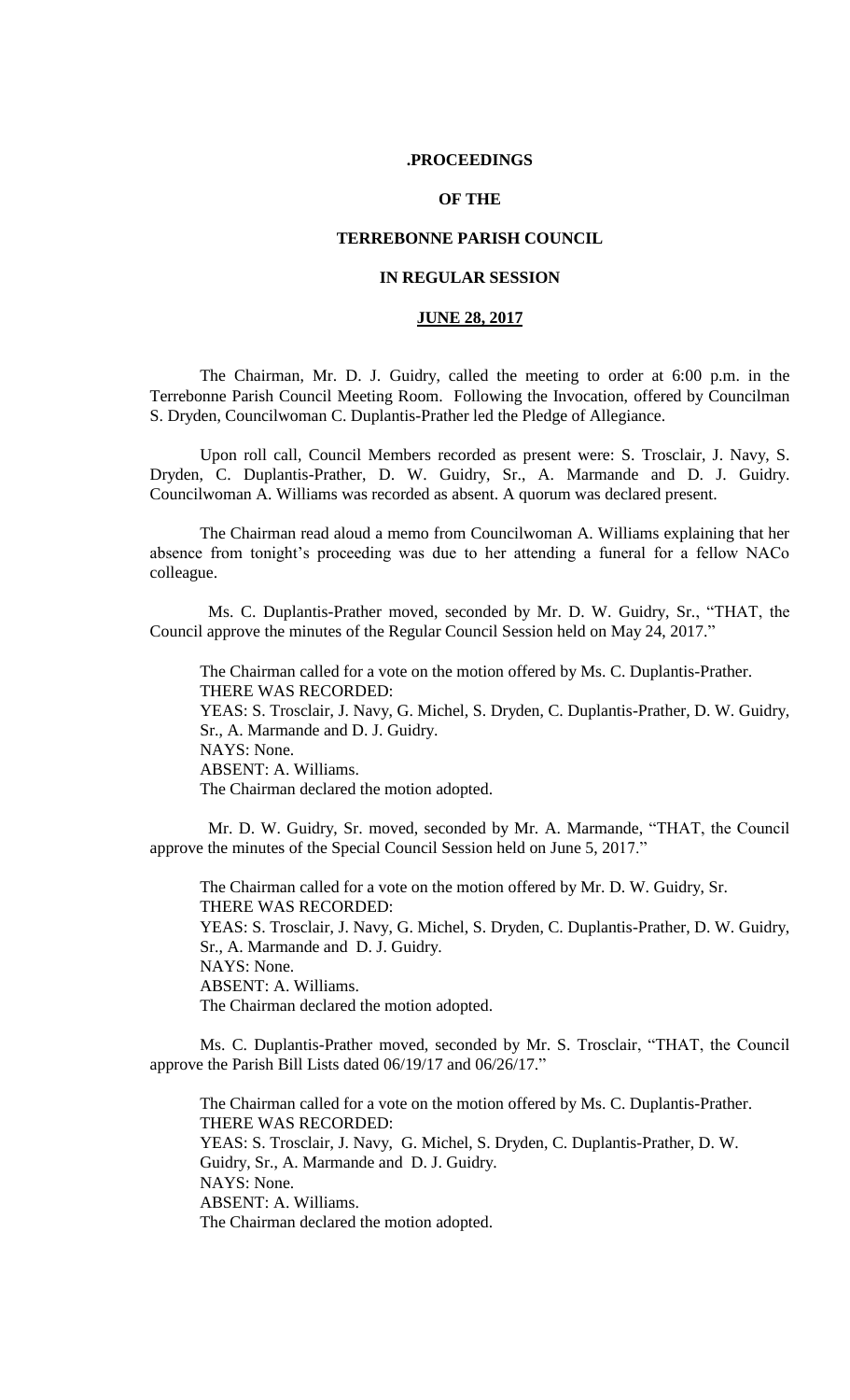# .PROCEEDINGS

# OF THE

# TERREBONNE PARISH COUNCIL

# IN REGULAR SESSION

# JUNE 28, 2017

The Chairman, Mr. D. J. Guidry, called the meeting to order at 6:00 p.m. in the Terrebonne Parish Council Meeting Room. Following the Invocation, offered by Councilman S. Dryden, Councilwoman C. Duplantis-Prather led the Pledge of Allegiance.

Upon roll call, Council Members recorded as present were: S. Trosclair, J. Navy, S. Dryden, C. Duplantis-Prather, D. W. Guidry, Sr., A. Marmande and D. J. Guidry. Councilwoman A. Williams was recorded as absent. A quorum was declared present.

The Chairman read aloud a memo from Councilwoman A. Williams explaining that her absence from tonight's proceeding was due to her attending a funeral for a fellow NACo colleague.

Ms. C. Duplantis-Prather moved, seconded by Mr. D. W. Guidry, Sr., "THAT, the Council approve the minutes of the Regular Council Session held on May 24, 2017."

The Chairman called for a vote on the motion offered by Ms. C. Duplantis-Prather.
THERE WAS RECORDED:
YEAS: S. Trosclair, J. Navy, G. Michel, S. Dryden, C. Duplantis-Prather, D. W. Guidry, Sr., A. Marmande and D. J. Guidry.
NAYS: None.
ABSENT: A. Williams.
The Chairman declared the motion adopted.

Mr. D. W. Guidry, Sr. moved, seconded by Mr. A. Marmande, "THAT, the Council approve the minutes of the Special Council Session held on June 5, 2017."

The Chairman called for a vote on the motion offered by Mr. D. W. Guidry, Sr.
THERE WAS RECORDED:
YEAS: S. Trosclair, J. Navy, G. Michel, S. Dryden, C. Duplantis-Prather, D. W. Guidry, Sr., A. Marmande and D. J. Guidry.
NAYS: None.
ABSENT: A. Williams.
The Chairman declared the motion adopted.

Ms. C. Duplantis-Prather moved, seconded by Mr. S. Trosclair, "THAT, the Council approve the Parish Bill Lists dated 06/19/17 and 06/26/17."

The Chairman called for a vote on the motion offered by Ms. C. Duplantis-Prather.
THERE WAS RECORDED:
YEAS: S. Trosclair, J. Navy, G. Michel, S. Dryden, C. Duplantis-Prather, D. W. Guidry, Sr., A. Marmande and D. J. Guidry.
NAYS: None.
ABSENT: A. Williams.
The Chairman declared the motion adopted.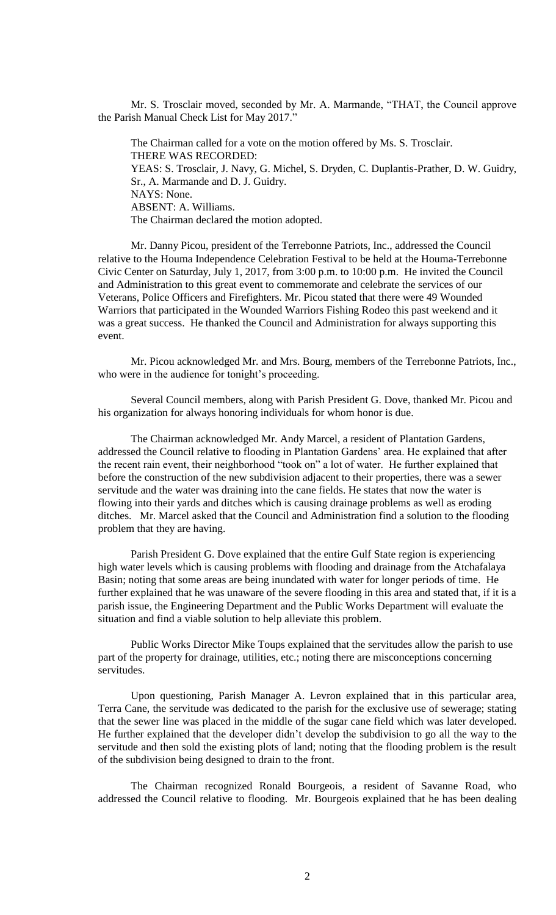Mr. S. Trosclair moved, seconded by Mr. A. Marmande, "THAT, the Council approve the Parish Manual Check List for May 2017."

The Chairman called for a vote on the motion offered by Ms. S. Trosclair.
THERE WAS RECORDED:
YEAS: S. Trosclair, J. Navy, G. Michel, S. Dryden, C. Duplantis-Prather, D. W. Guidry, Sr., A. Marmande and D. J. Guidry.
NAYS: None.
ABSENT: A. Williams.
The Chairman declared the motion adopted.

Mr. Danny Picou, president of the Terrebonne Patriots, Inc., addressed the Council relative to the Houma Independence Celebration Festival to be held at the Houma-Terrebonne Civic Center on Saturday, July 1, 2017, from 3:00 p.m. to 10:00 p.m. He invited the Council and Administration to this great event to commemorate and celebrate the services of our Veterans, Police Officers and Firefighters. Mr. Picou stated that there were 49 Wounded Warriors that participated in the Wounded Warriors Fishing Rodeo this past weekend and it was a great success. He thanked the Council and Administration for always supporting this event.

Mr. Picou acknowledged Mr. and Mrs. Bourg, members of the Terrebonne Patriots, Inc., who were in the audience for tonight's proceeding.

Several Council members, along with Parish President G. Dove, thanked Mr. Picou and his organization for always honoring individuals for whom honor is due.

The Chairman acknowledged Mr. Andy Marcel, a resident of Plantation Gardens, addressed the Council relative to flooding in Plantation Gardens' area. He explained that after the recent rain event, their neighborhood "took on" a lot of water. He further explained that before the construction of the new subdivision adjacent to their properties, there was a sewer servitude and the water was draining into the cane fields. He states that now the water is flowing into their yards and ditches which is causing drainage problems as well as eroding ditches. Mr. Marcel asked that the Council and Administration find a solution to the flooding problem that they are having.

Parish President G. Dove explained that the entire Gulf State region is experiencing high water levels which is causing problems with flooding and drainage from the Atchafalaya Basin; noting that some areas are being inundated with water for longer periods of time. He further explained that he was unaware of the severe flooding in this area and stated that, if it is a parish issue, the Engineering Department and the Public Works Department will evaluate the situation and find a viable solution to help alleviate this problem.

Public Works Director Mike Toups explained that the servitudes allow the parish to use part of the property for drainage, utilities, etc.; noting there are misconceptions concerning servitudes.

Upon questioning, Parish Manager A. Levron explained that in this particular area, Terra Cane, the servitude was dedicated to the parish for the exclusive use of sewerage; stating that the sewer line was placed in the middle of the sugar cane field which was later developed. He further explained that the developer didn't develop the subdivision to go all the way to the servitude and then sold the existing plots of land; noting that the flooding problem is the result of the subdivision being designed to drain to the front.

The Chairman recognized Ronald Bourgeois, a resident of Savanne Road, who addressed the Council relative to flooding. Mr. Bourgeois explained that he has been dealing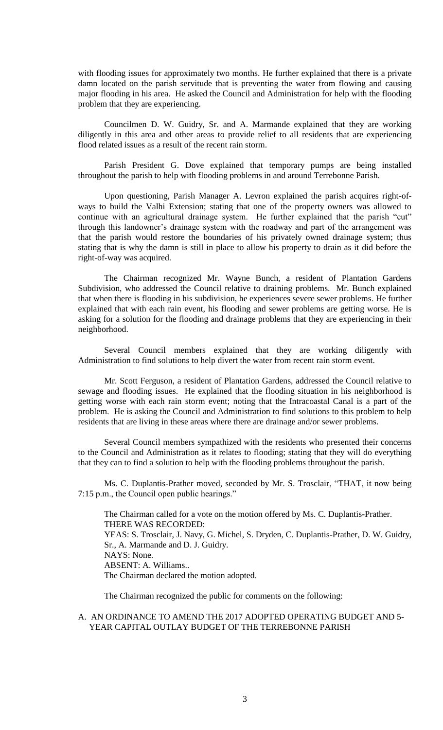with flooding issues for approximately two months. He further explained that there is a private damn located on the parish servitude that is preventing the water from flowing and causing major flooding in his area. He asked the Council and Administration for help with the flooding problem that they are experiencing.

Councilmen D. W. Guidry, Sr. and A. Marmande explained that they are working diligently in this area and other areas to provide relief to all residents that are experiencing flood related issues as a result of the recent rain storm.

Parish President G. Dove explained that temporary pumps are being installed throughout the parish to help with flooding problems in and around Terrebonne Parish.

Upon questioning, Parish Manager A. Levron explained the parish acquires right-of-ways to build the Valhi Extension; stating that one of the property owners was allowed to continue with an agricultural drainage system. He further explained that the parish "cut" through this landowner's drainage system with the roadway and part of the arrangement was that the parish would restore the boundaries of his privately owned drainage system; thus stating that is why the damn is still in place to allow his property to drain as it did before the right-of-way was acquired.

The Chairman recognized Mr. Wayne Bunch, a resident of Plantation Gardens Subdivision, who addressed the Council relative to draining problems. Mr. Bunch explained that when there is flooding in his subdivision, he experiences severe sewer problems. He further explained that with each rain event, his flooding and sewer problems are getting worse. He is asking for a solution for the flooding and drainage problems that they are experiencing in their neighborhood.

Several Council members explained that they are working diligently with Administration to find solutions to help divert the water from recent rain storm event.

Mr. Scott Ferguson, a resident of Plantation Gardens, addressed the Council relative to sewage and flooding issues. He explained that the flooding situation in his neighborhood is getting worse with each rain storm event; noting that the Intracoastal Canal is a part of the problem. He is asking the Council and Administration to find solutions to this problem to help residents that are living in these areas where there are drainage and/or sewer problems.

Several Council members sympathized with the residents who presented their concerns to the Council and Administration as it relates to flooding; stating that they will do everything that they can to find a solution to help with the flooding problems throughout the parish.

Ms. C. Duplantis-Prather moved, seconded by Mr. S. Trosclair, "THAT, it now being 7:15 p.m., the Council open public hearings."

The Chairman called for a vote on the motion offered by Ms. C. Duplantis-Prather.
THERE WAS RECORDED:
YEAS: S. Trosclair, J. Navy, G. Michel, S. Dryden, C. Duplantis-Prather, D. W. Guidry, Sr., A. Marmande and D. J. Guidry.
NAYS: None.
ABSENT: A. Williams..
The Chairman declared the motion adopted.

The Chairman recognized the public for comments on the following:

A. AN ORDINANCE TO AMEND THE 2017 ADOPTED OPERATING BUDGET AND 5-YEAR CAPITAL OUTLAY BUDGET OF THE TERREBONNE PARISH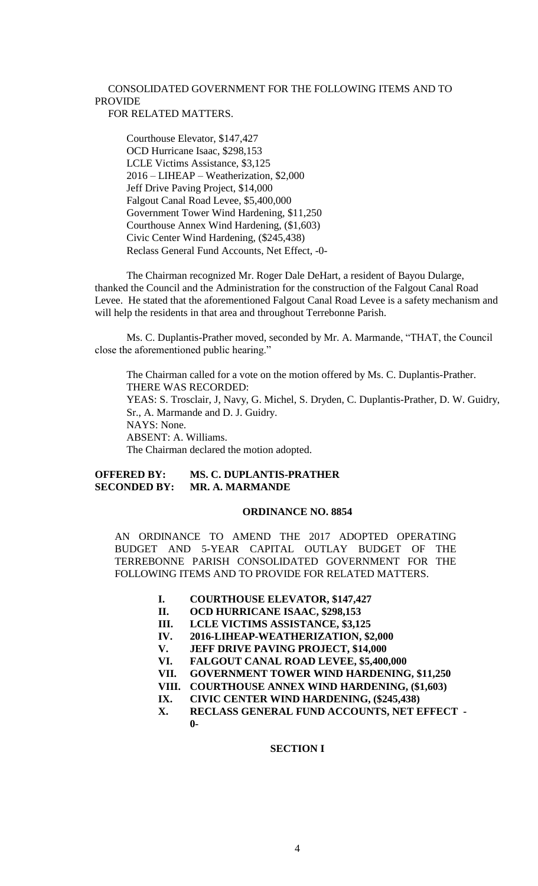CONSOLIDATED GOVERNMENT FOR THE FOLLOWING ITEMS AND TO PROVIDE FOR RELATED MATTERS.

Courthouse Elevator, $147,427
OCD Hurricane Isaac, $298,153
LCLE Victims Assistance, $3,125
2016 – LIHEAP – Weatherization, $2,000
Jeff Drive Paving Project, $14,000
Falgout Canal Road Levee, $5,400,000
Government Tower Wind Hardening, $11,250
Courthouse Annex Wind Hardening, ($1,603)
Civic Center Wind Hardening, ($245,438)
Reclass General Fund Accounts, Net Effect, -0-

The Chairman recognized Mr. Roger Dale DeHart, a resident of Bayou Dularge, thanked the Council and the Administration for the construction of the Falgout Canal Road Levee. He stated that the aforementioned Falgout Canal Road Levee is a safety mechanism and will help the residents in that area and throughout Terrebonne Parish.

Ms. C. Duplantis-Prather moved, seconded by Mr. A. Marmande, "THAT, the Council close the aforementioned public hearing."

The Chairman called for a vote on the motion offered by Ms. C. Duplantis-Prather.
THERE WAS RECORDED:
YEAS: S. Trosclair, J, Navy, G. Michel, S. Dryden, C. Duplantis-Prather, D. W. Guidry, Sr., A. Marmande and D. J. Guidry.
NAYS: None.
ABSENT: A. Williams.
The Chairman declared the motion adopted.

**OFFERED BY: MS. C. DUPLANTIS-PRATHER**
**SECONDED BY: MR. A. MARMANDE**

**ORDINANCE NO. 8854**

AN ORDINANCE TO AMEND THE 2017 ADOPTED OPERATING BUDGET AND 5-YEAR CAPITAL OUTLAY BUDGET OF THE TERREBONNE PARISH CONSOLIDATED GOVERNMENT FOR THE FOLLOWING ITEMS AND TO PROVIDE FOR RELATED MATTERS.

- **I. COURTHOUSE ELEVATOR, $147,427**
- **II. OCD HURRICANE ISAAC, $298,153**
- **III. LCLE VICTIMS ASSISTANCE, $3,125**
- **IV. 2016-LIHEAP-WEATHERIZATION, $2,000**
- **V. JEFF DRIVE PAVING PROJECT, $14,000**
- **VI. FALGOUT CANAL ROAD LEVEE, $5,400,000**
- **VII. GOVERNMENT TOWER WIND HARDENING, $11,250**
- **VIII. COURTHOUSE ANNEX WIND HARDENING, ($1,603)**
- **IX. CIVIC CENTER WIND HARDENING, ($245,438)**
- **X. RECLASS GENERAL FUND ACCOUNTS, NET EFFECT -0-**

**SECTION I**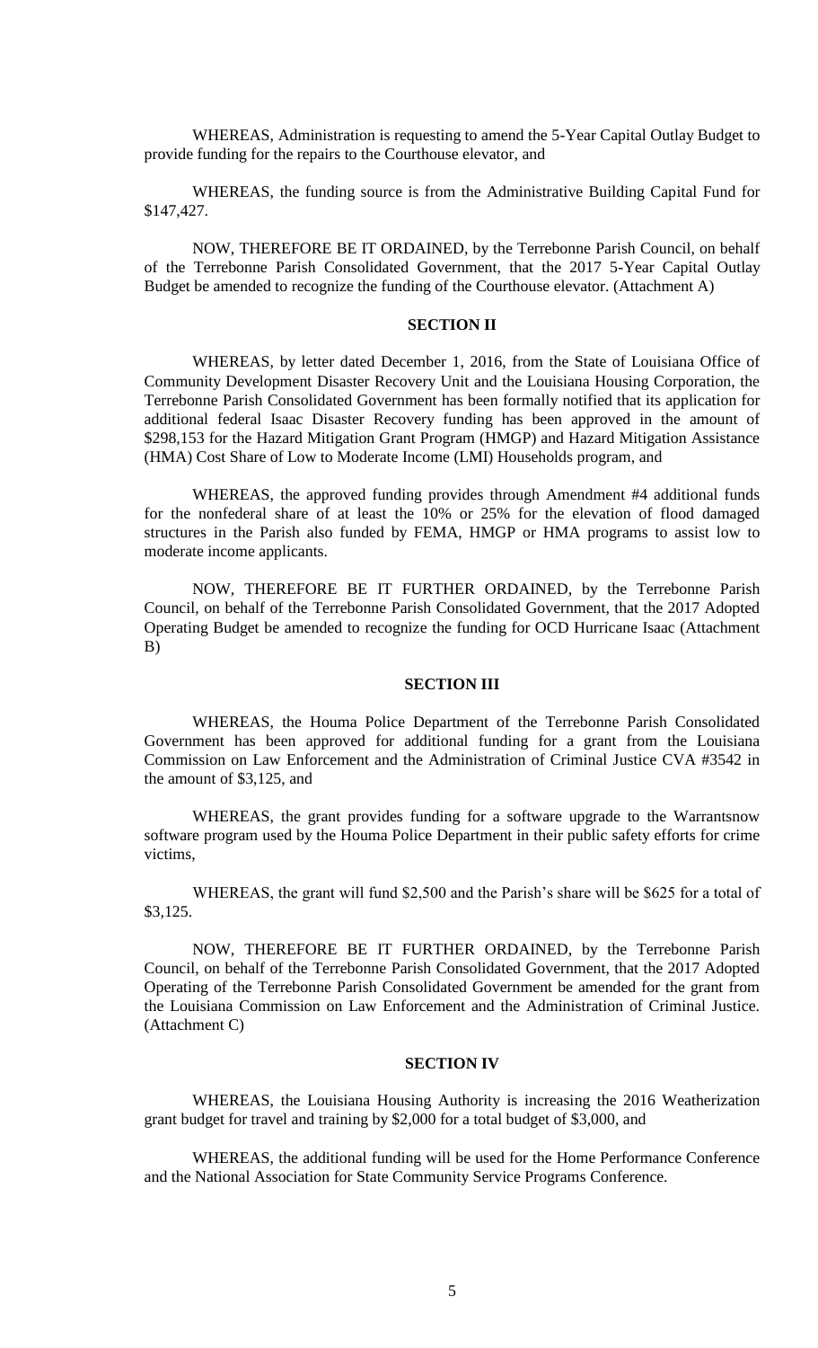WHEREAS, Administration is requesting to amend the 5-Year Capital Outlay Budget to provide funding for the repairs to the Courthouse elevator, and

WHEREAS, the funding source is from the Administrative Building Capital Fund for $147,427.

NOW, THEREFORE BE IT ORDAINED, by the Terrebonne Parish Council, on behalf of the Terrebonne Parish Consolidated Government, that the 2017 5-Year Capital Outlay Budget be amended to recognize the funding of the Courthouse elevator. (Attachment A)

## SECTION II

WHEREAS, by letter dated December 1, 2016, from the State of Louisiana Office of Community Development Disaster Recovery Unit and the Louisiana Housing Corporation, the Terrebonne Parish Consolidated Government has been formally notified that its application for additional federal Isaac Disaster Recovery funding has been approved in the amount of $298,153 for the Hazard Mitigation Grant Program (HMGP) and Hazard Mitigation Assistance (HMA) Cost Share of Low to Moderate Income (LMI) Households program, and

WHEREAS, the approved funding provides through Amendment #4 additional funds for the nonfederal share of at least the 10% or 25% for the elevation of flood damaged structures in the Parish also funded by FEMA, HMGP or HMA programs to assist low to moderate income applicants.

NOW, THEREFORE BE IT FURTHER ORDAINED, by the Terrebonne Parish Council, on behalf of the Terrebonne Parish Consolidated Government, that the 2017 Adopted Operating Budget be amended to recognize the funding for OCD Hurricane Isaac (Attachment B)

## SECTION III

WHEREAS, the Houma Police Department of the Terrebonne Parish Consolidated Government has been approved for additional funding for a grant from the Louisiana Commission on Law Enforcement and the Administration of Criminal Justice CVA #3542 in the amount of $3,125, and

WHEREAS, the grant provides funding for a software upgrade to the Warrantsnow software program used by the Houma Police Department in their public safety efforts for crime victims,

WHEREAS, the grant will fund $2,500 and the Parish's share will be $625 for a total of $3,125.

NOW, THEREFORE BE IT FURTHER ORDAINED, by the Terrebonne Parish Council, on behalf of the Terrebonne Parish Consolidated Government, that the 2017 Adopted Operating of the Terrebonne Parish Consolidated Government be amended for the grant from the Louisiana Commission on Law Enforcement and the Administration of Criminal Justice. (Attachment C)

## SECTION IV

WHEREAS, the Louisiana Housing Authority is increasing the 2016 Weatherization grant budget for travel and training by $2,000 for a total budget of $3,000, and

WHEREAS, the additional funding will be used for the Home Performance Conference and the National Association for State Community Service Programs Conference.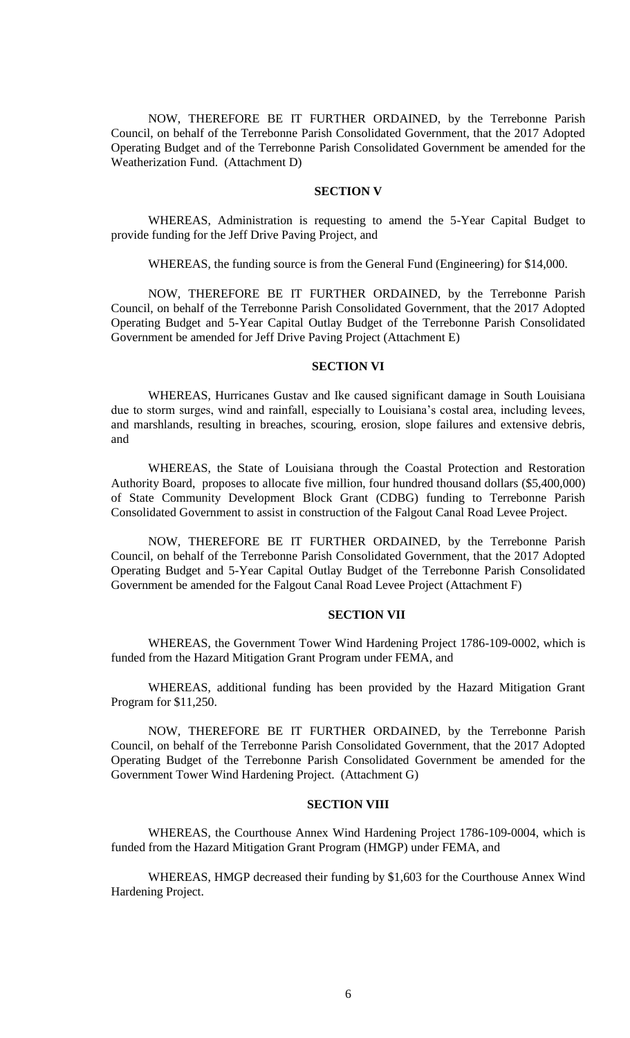NOW, THEREFORE BE IT FURTHER ORDAINED, by the Terrebonne Parish Council, on behalf of the Terrebonne Parish Consolidated Government, that the 2017 Adopted Operating Budget and of the Terrebonne Parish Consolidated Government be amended for the Weatherization Fund. (Attachment D)

**SECTION V**

WHEREAS, Administration is requesting to amend the 5-Year Capital Budget to provide funding for the Jeff Drive Paving Project, and

WHEREAS, the funding source is from the General Fund (Engineering) for $14,000.

NOW, THEREFORE BE IT FURTHER ORDAINED, by the Terrebonne Parish Council, on behalf of the Terrebonne Parish Consolidated Government, that the 2017 Adopted Operating Budget and 5-Year Capital Outlay Budget of the Terrebonne Parish Consolidated Government be amended for Jeff Drive Paving Project (Attachment E)

**SECTION VI**

WHEREAS, Hurricanes Gustav and Ike caused significant damage in South Louisiana due to storm surges, wind and rainfall, especially to Louisiana's costal area, including levees, and marshlands, resulting in breaches, scouring, erosion, slope failures and extensive debris, and

WHEREAS, the State of Louisiana through the Coastal Protection and Restoration Authority Board, proposes to allocate five million, four hundred thousand dollars ($5,400,000) of State Community Development Block Grant (CDBG) funding to Terrebonne Parish Consolidated Government to assist in construction of the Falgout Canal Road Levee Project.

NOW, THEREFORE BE IT FURTHER ORDAINED, by the Terrebonne Parish Council, on behalf of the Terrebonne Parish Consolidated Government, that the 2017 Adopted Operating Budget and 5-Year Capital Outlay Budget of the Terrebonne Parish Consolidated Government be amended for the Falgout Canal Road Levee Project (Attachment F)

**SECTION VII**

WHEREAS, the Government Tower Wind Hardening Project 1786-109-0002, which is funded from the Hazard Mitigation Grant Program under FEMA, and

WHEREAS, additional funding has been provided by the Hazard Mitigation Grant Program for $11,250.

NOW, THEREFORE BE IT FURTHER ORDAINED, by the Terrebonne Parish Council, on behalf of the Terrebonne Parish Consolidated Government, that the 2017 Adopted Operating Budget of the Terrebonne Parish Consolidated Government be amended for the Government Tower Wind Hardening Project. (Attachment G)

**SECTION VIII**

WHEREAS, the Courthouse Annex Wind Hardening Project 1786-109-0004, which is funded from the Hazard Mitigation Grant Program (HMGP) under FEMA, and

WHEREAS, HMGP decreased their funding by $1,603 for the Courthouse Annex Wind Hardening Project.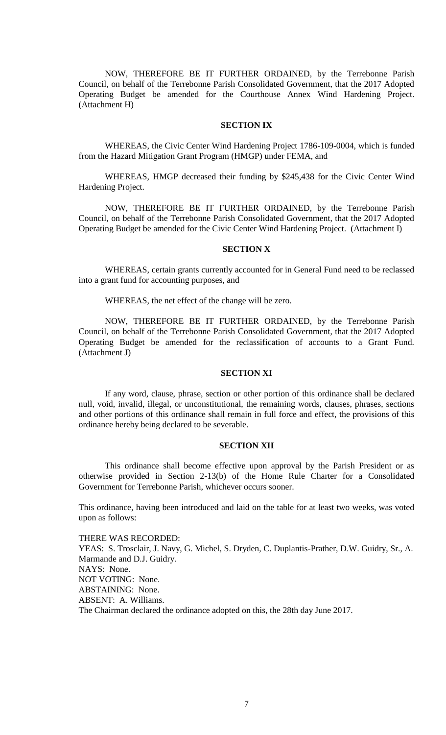NOW, THEREFORE BE IT FURTHER ORDAINED, by the Terrebonne Parish Council, on behalf of the Terrebonne Parish Consolidated Government, that the 2017 Adopted Operating Budget be amended for the Courthouse Annex Wind Hardening Project. (Attachment H)

**SECTION IX**

WHEREAS, the Civic Center Wind Hardening Project 1786-109-0004, which is funded from the Hazard Mitigation Grant Program (HMGP) under FEMA, and

WHEREAS, HMGP decreased their funding by $245,438 for the Civic Center Wind Hardening Project.

NOW, THEREFORE BE IT FURTHER ORDAINED, by the Terrebonne Parish Council, on behalf of the Terrebonne Parish Consolidated Government, that the 2017 Adopted Operating Budget be amended for the Civic Center Wind Hardening Project. (Attachment I)

**SECTION X**

WHEREAS, certain grants currently accounted for in General Fund need to be reclassed into a grant fund for accounting purposes, and

WHEREAS, the net effect of the change will be zero.

NOW, THEREFORE BE IT FURTHER ORDAINED, by the Terrebonne Parish Council, on behalf of the Terrebonne Parish Consolidated Government, that the 2017 Adopted Operating Budget be amended for the reclassification of accounts to a Grant Fund. (Attachment J)

**SECTION XI**

If any word, clause, phrase, section or other portion of this ordinance shall be declared null, void, invalid, illegal, or unconstitutional, the remaining words, clauses, phrases, sections and other portions of this ordinance shall remain in full force and effect, the provisions of this ordinance hereby being declared to be severable.

**SECTION XII**

This ordinance shall become effective upon approval by the Parish President or as otherwise provided in Section 2-13(b) of the Home Rule Charter for a Consolidated Government for Terrebonne Parish, whichever occurs sooner.

This ordinance, having been introduced and laid on the table for at least two weeks, was voted upon as follows:

THERE WAS RECORDED:
YEAS: S. Trosclair, J. Navy, G. Michel, S. Dryden, C. Duplantis-Prather, D.W. Guidry, Sr., A. Marmande and D.J. Guidry.
NAYS: None.
NOT VOTING: None.
ABSTAINING: None.
ABSENT: A. Williams.
The Chairman declared the ordinance adopted on this, the 28th day June 2017.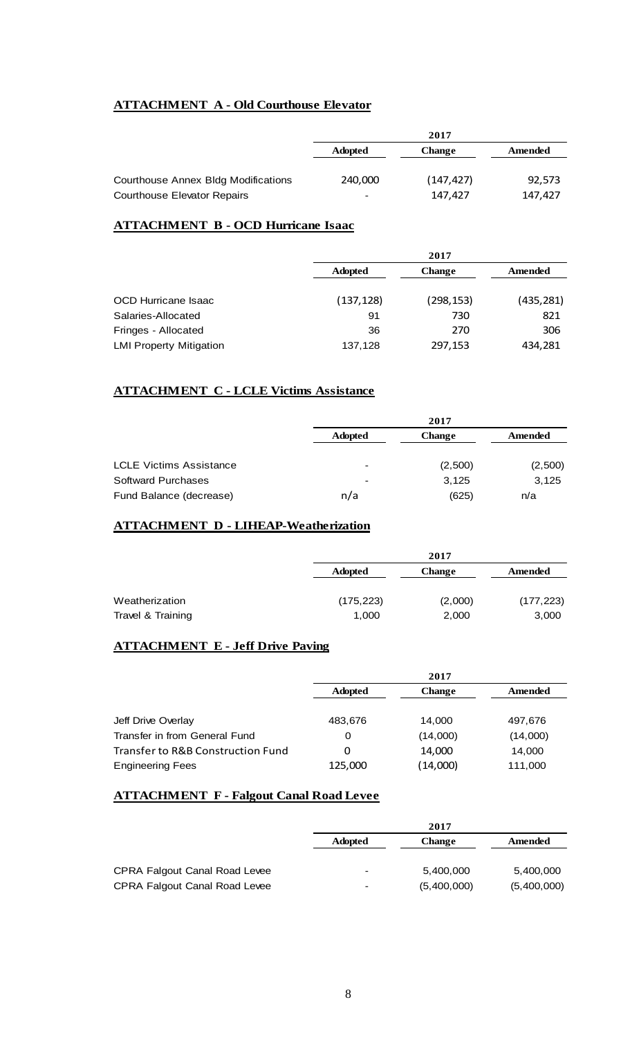**ATTACHMENT A - Old Courthouse Elevator**

| | 2017 | | |
|---|---|---|---|
| | **Adopted** | **Change** | **Amended** |
| Courthouse Annex Bldg Modifications | 240,000 | (147,427) | 92,573 |
| Courthouse Elevator Repairs | - | 147,427 | 147,427 |

**ATTACHMENT B - OCD Hurricane Isaac**

| | 2017 | | |
|---|---|---|---|
| | **Adopted** | **Change** | **Amended** |
| OCD Hurricane Isaac | (137,128) | (298,153) | (435,281) |
| Salaries-Allocated | 91 | 730 | 821 |
| Fringes - Allocated | 36 | 270 | 306 |
| LMI Property Mitigation | 137,128 | 297,153 | 434,281 |

**ATTACHMENT C - LCLE Victims Assistance**

| | 2017 | | |
|---|---|---|---|
| | **Adopted** | **Change** | **Amended** |
| LCLE Victims Assistance | - | (2,500) | (2,500) |
| Softward Purchases | - | 3,125 | 3,125 |
| Fund Balance (decrease) | n/a | (625) | n/a |

**ATTACHMENT D - LIHEAP-Weatherization**

| | 2017 | | |
|---|---|---|---|
| | **Adopted** | **Change** | **Amended** |
| Weatherization | (175,223) | (2,000) | (177,223) |
| Travel & Training | 1,000 | 2,000 | 3,000 |

**ATTACHMENT E - Jeff Drive Paving**

| | 2017 | | |
|---|---|---|---|
| | **Adopted** | **Change** | **Amended** |
| Jeff Drive Overlay | 483,676 | 14,000 | 497,676 |
| Transfer in from General Fund | 0 | (14,000) | (14,000) |
| Transfer to R&B Construction Fund | 0 | 14,000 | 14,000 |
| Engineering Fees | 125,000 | (14,000) | 111,000 |

**ATTACHMENT F - Falgout Canal Road Levee**

| | 2017 | | |
|---|---|---|---|
| | **Adopted** | **Change** | **Amended** |
| CPRA Falgout Canal Road Levee | - | 5,400,000 | 5,400,000 |
| CPRA Falgout Canal Road Levee | - | (5,400,000) | (5,400,000) |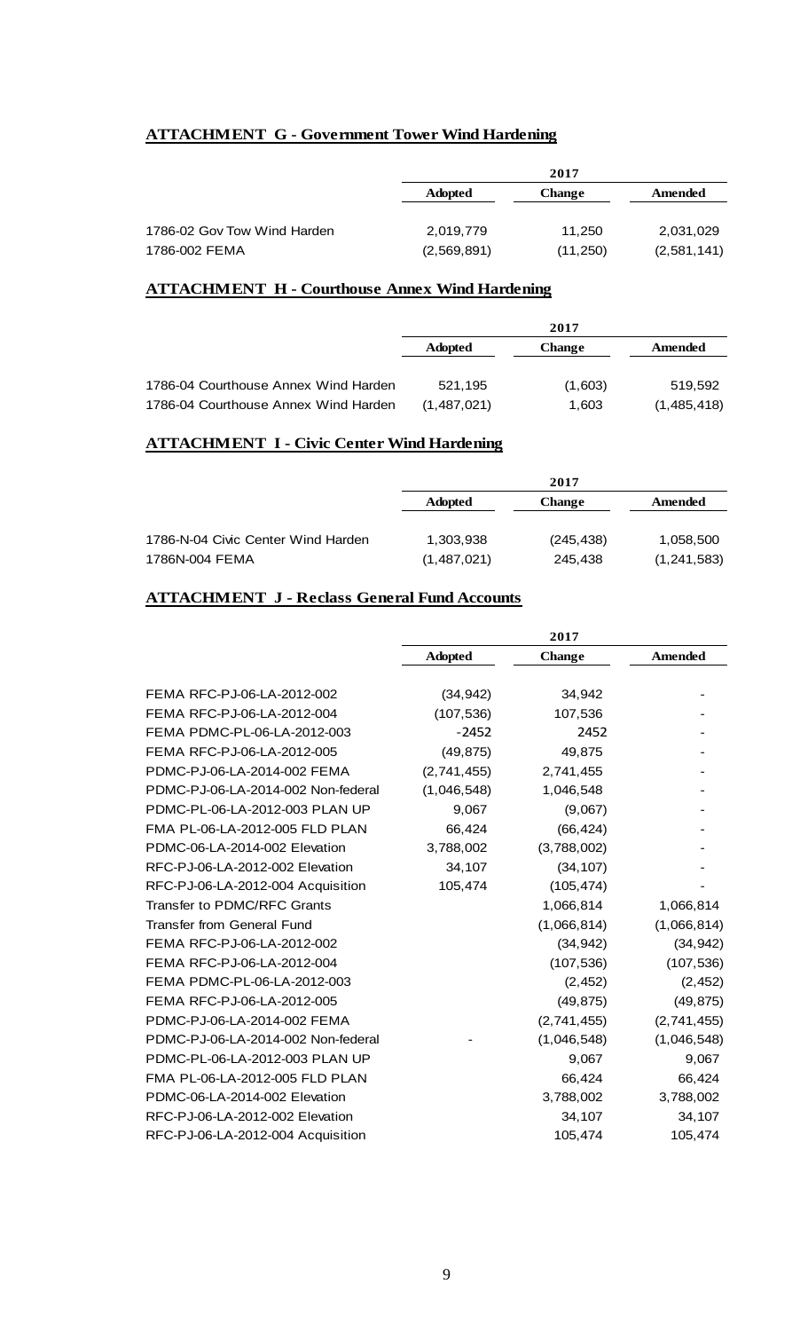## ATTACHMENT G - Government Tower Wind Hardening

| | 2017 | | |
|---|---|---|---|
| | Adopted | Change | Amended |
| 1786-02 Gov Tow Wind Harden | 2,019,779 | 11,250 | 2,031,029 |
| 1786-002 FEMA | (2,569,891) | (11,250) | (2,581,141) |

## ATTACHMENT H - Courthouse Annex Wind Hardening

| | 2017 | | |
|---|---|---|---|
| | Adopted | Change | Amended |
| 1786-04 Courthouse Annex Wind Harden | 521,195 | (1,603) | 519,592 |
| 1786-04 Courthouse Annex Wind Harden | (1,487,021) | 1,603 | (1,485,418) |

## ATTACHMENT I - Civic Center Wind Hardening

| | 2017 | | |
|---|---|---|---|
| | Adopted | Change | Amended |
| 1786-N-04 Civic Center Wind Harden | 1,303,938 | (245,438) | 1,058,500 |
| 1786N-004 FEMA | (1,487,021) | 245,438 | (1,241,583) |

## ATTACHMENT J - Reclass General Fund Accounts

| | 2017 | | |
|---|---|---|---|
| | Adopted | Change | Amended |
| FEMA RFC-PJ-06-LA-2012-002 | (34,942) | 34,942 | - |
| FEMA RFC-PJ-06-LA-2012-004 | (107,536) | 107,536 | - |
| FEMA PDMC-PL-06-LA-2012-003 | -2452 | 2452 | - |
| FEMA RFC-PJ-06-LA-2012-005 | (49,875) | 49,875 | - |
| PDMC-PJ-06-LA-2014-002 FEMA | (2,741,455) | 2,741,455 | - |
| PDMC-PJ-06-LA-2014-002 Non-federal | (1,046,548) | 1,046,548 | - |
| PDMC-PL-06-LA-2012-003 PLAN UP | 9,067 | (9,067) | - |
| FMA PL-06-LA-2012-005 FLD PLAN | 66,424 | (66,424) | - |
| PDMC-06-LA-2014-002 Elevation | 3,788,002 | (3,788,002) | - |
| RFC-PJ-06-LA-2012-002 Elevation | 34,107 | (34,107) | - |
| RFC-PJ-06-LA-2012-004 Acquisition | 105,474 | (105,474) | - |
| Transfer to PDMC/RFC Grants | | 1,066,814 | 1,066,814 |
| Transfer from General Fund | | (1,066,814) | (1,066,814) |
| FEMA RFC-PJ-06-LA-2012-002 | | (34,942) | (34,942) |
| FEMA RFC-PJ-06-LA-2012-004 | | (107,536) | (107,536) |
| FEMA PDMC-PL-06-LA-2012-003 | | (2,452) | (2,452) |
| FEMA RFC-PJ-06-LA-2012-005 | | (49,875) | (49,875) |
| PDMC-PJ-06-LA-2014-002 FEMA | | (2,741,455) | (2,741,455) |
| PDMC-PJ-06-LA-2014-002 Non-federal | - | (1,046,548) | (1,046,548) |
| PDMC-PL-06-LA-2012-003 PLAN UP | | 9,067 | 9,067 |
| FMA PL-06-LA-2012-005 FLD PLAN | | 66,424 | 66,424 |
| PDMC-06-LA-2014-002 Elevation | | 3,788,002 | 3,788,002 |
| RFC-PJ-06-LA-2012-002 Elevation | | 34,107 | 34,107 |
| RFC-PJ-06-LA-2012-004 Acquisition | | 105,474 | 105,474 |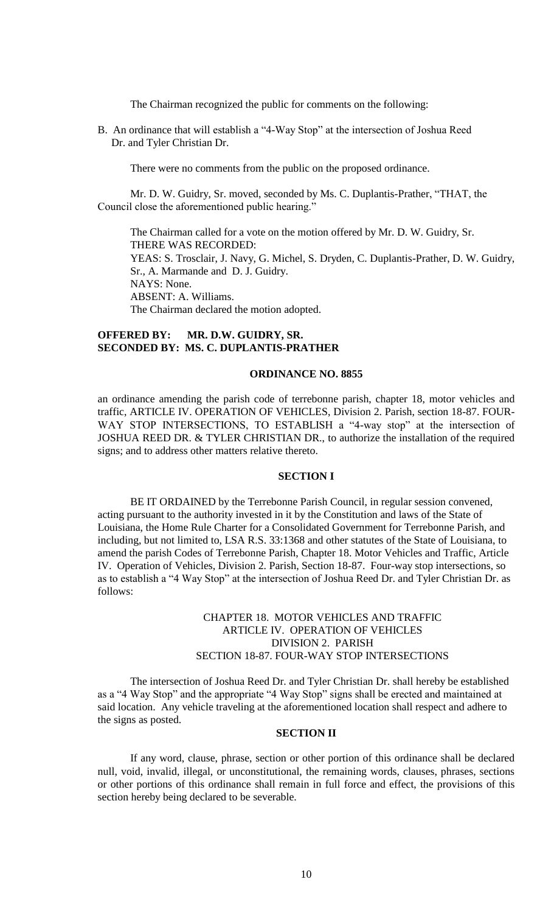The Chairman recognized the public for comments on the following:

B. An ordinance that will establish a "4-Way Stop" at the intersection of Joshua Reed Dr. and Tyler Christian Dr.

There were no comments from the public on the proposed ordinance.

Mr. D. W. Guidry, Sr. moved, seconded by Ms. C. Duplantis-Prather, "THAT, the Council close the aforementioned public hearing."

The Chairman called for a vote on the motion offered by Mr. D. W. Guidry, Sr.
THERE WAS RECORDED:
YEAS: S. Trosclair, J. Navy, G. Michel, S. Dryden, C. Duplantis-Prather, D. W. Guidry, Sr., A. Marmande and D. J. Guidry.
NAYS: None.
ABSENT: A. Williams.
The Chairman declared the motion adopted.

**OFFERED BY: MR. D.W. GUIDRY, SR.**
**SECONDED BY: MS. C. DUPLANTIS-PRATHER**

**ORDINANCE NO. 8855**

an ordinance amending the parish code of terrebonne parish, chapter 18, motor vehicles and traffic, ARTICLE IV. OPERATION OF VEHICLES, Division 2. Parish, section 18-87. FOUR-WAY STOP INTERSECTIONS, TO ESTABLISH a "4-way stop" at the intersection of JOSHUA REED DR. & TYLER CHRISTIAN DR., to authorize the installation of the required signs; and to address other matters relative thereto.

**SECTION I**

BE IT ORDAINED by the Terrebonne Parish Council, in regular session convened, acting pursuant to the authority invested in it by the Constitution and laws of the State of Louisiana, the Home Rule Charter for a Consolidated Government for Terrebonne Parish, and including, but not limited to, LSA R.S. 33:1368 and other statutes of the State of Louisiana, to amend the parish Codes of Terrebonne Parish, Chapter 18. Motor Vehicles and Traffic, Article IV. Operation of Vehicles, Division 2. Parish, Section 18-87. Four-way stop intersections, so as to establish a "4 Way Stop" at the intersection of Joshua Reed Dr. and Tyler Christian Dr. as follows:

CHAPTER 18. MOTOR VEHICLES AND TRAFFIC
ARTICLE IV. OPERATION OF VEHICLES
DIVISION 2. PARISH
SECTION 18-87. FOUR-WAY STOP INTERSECTIONS

The intersection of Joshua Reed Dr. and Tyler Christian Dr. shall hereby be established as a "4 Way Stop" and the appropriate "4 Way Stop" signs shall be erected and maintained at said location. Any vehicle traveling at the aforementioned location shall respect and adhere to the signs as posted.

**SECTION II**

If any word, clause, phrase, section or other portion of this ordinance shall be declared null, void, invalid, illegal, or unconstitutional, the remaining words, clauses, phrases, sections or other portions of this ordinance shall remain in full force and effect, the provisions of this section hereby being declared to be severable.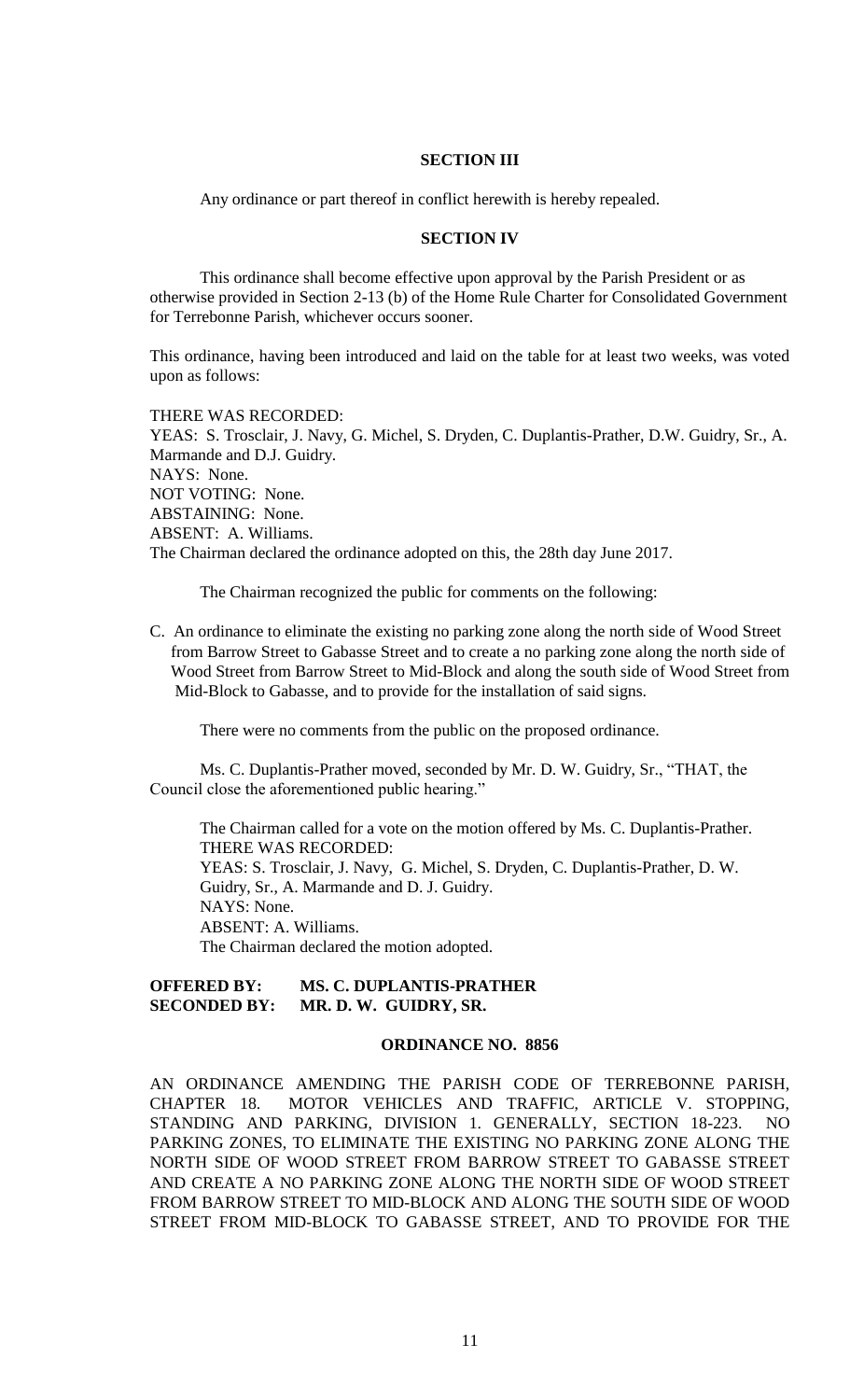**SECTION III**

Any ordinance or part thereof in conflict herewith is hereby repealed.

**SECTION IV**

This ordinance shall become effective upon approval by the Parish President or as otherwise provided in Section 2-13 (b) of the Home Rule Charter for Consolidated Government for Terrebonne Parish, whichever occurs sooner.

This ordinance, having been introduced and laid on the table for at least two weeks, was voted upon as follows:

THERE WAS RECORDED:
YEAS: S. Trosclair, J. Navy, G. Michel, S. Dryden, C. Duplantis-Prather, D.W. Guidry, Sr., A. Marmande and D.J. Guidry.
NAYS: None.
NOT VOTING: None.
ABSTAINING: None.
ABSENT: A. Williams.
The Chairman declared the ordinance adopted on this, the 28th day June 2017.

The Chairman recognized the public for comments on the following:

C. An ordinance to eliminate the existing no parking zone along the north side of Wood Street from Barrow Street to Gabasse Street and to create a no parking zone along the north side of Wood Street from Barrow Street to Mid-Block and along the south side of Wood Street from Mid-Block to Gabasse, and to provide for the installation of said signs.

There were no comments from the public on the proposed ordinance.

Ms. C. Duplantis-Prather moved, seconded by Mr. D. W. Guidry, Sr., "THAT, the Council close the aforementioned public hearing."

The Chairman called for a vote on the motion offered by Ms. C. Duplantis-Prather.
THERE WAS RECORDED:
YEAS: S. Trosclair, J. Navy, G. Michel, S. Dryden, C. Duplantis-Prather, D. W. Guidry, Sr., A. Marmande and D. J. Guidry.
NAYS: None.
ABSENT: A. Williams.
The Chairman declared the motion adopted.

**OFFERED BY: MS. C. DUPLANTIS-PRATHER**
**SECONDED BY: MR. D. W. GUIDRY, SR.**

**ORDINANCE NO. 8856**

AN ORDINANCE AMENDING THE PARISH CODE OF TERREBONNE PARISH, CHAPTER 18. MOTOR VEHICLES AND TRAFFIC, ARTICLE V. STOPPING, STANDING AND PARKING, DIVISION 1. GENERALLY, SECTION 18-223. NO PARKING ZONES, TO ELIMINATE THE EXISTING NO PARKING ZONE ALONG THE NORTH SIDE OF WOOD STREET FROM BARROW STREET TO GABASSE STREET AND CREATE A NO PARKING ZONE ALONG THE NORTH SIDE OF WOOD STREET FROM BARROW STREET TO MID-BLOCK AND ALONG THE SOUTH SIDE OF WOOD STREET FROM MID-BLOCK TO GABASSE STREET, AND TO PROVIDE FOR THE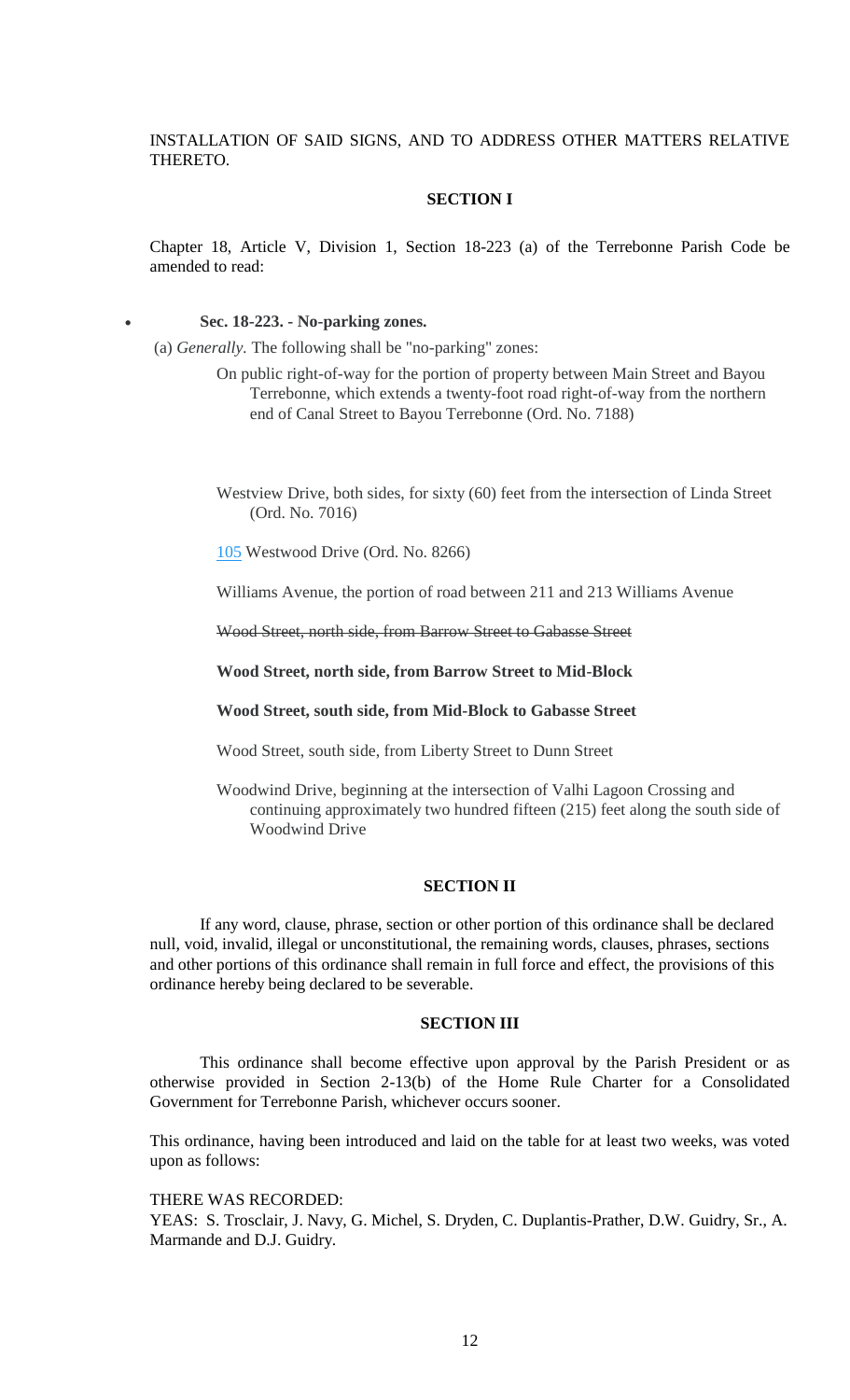INSTALLATION OF SAID SIGNS, AND TO ADDRESS OTHER MATTERS RELATIVE THERETO.

**SECTION I**

Chapter 18, Article V, Division 1, Section 18-223 (a) of the Terrebonne Parish Code be amended to read:

- **Sec. 18-223. - No-parking zones.**

(a) *Generally.* The following shall be "no-parking" zones:

On public right-of-way for the portion of property between Main Street and Bayou Terrebonne, which extends a twenty-foot road right-of-way from the northern end of Canal Street to Bayou Terrebonne (Ord. No. 7188)

Westview Drive, both sides, for sixty (60) feet from the intersection of Linda Street (Ord. No. 7016)

105 Westwood Drive (Ord. No. 8266)

Williams Avenue, the portion of road between 211 and 213 Williams Avenue

~~Wood Street, north side, from Barrow Street to Gabasse Street~~

**Wood Street, north side, from Barrow Street to Mid-Block**

**Wood Street, south side, from Mid-Block to Gabasse Street**

Wood Street, south side, from Liberty Street to Dunn Street

Woodwind Drive, beginning at the intersection of Valhi Lagoon Crossing and continuing approximately two hundred fifteen (215) feet along the south side of Woodwind Drive

**SECTION II**

If any word, clause, phrase, section or other portion of this ordinance shall be declared null, void, invalid, illegal or unconstitutional, the remaining words, clauses, phrases, sections and other portions of this ordinance shall remain in full force and effect, the provisions of this ordinance hereby being declared to be severable.

**SECTION III**

This ordinance shall become effective upon approval by the Parish President or as otherwise provided in Section 2-13(b) of the Home Rule Charter for a Consolidated Government for Terrebonne Parish, whichever occurs sooner.

This ordinance, having been introduced and laid on the table for at least two weeks, was voted upon as follows:

THERE WAS RECORDED:
YEAS: S. Trosclair, J. Navy, G. Michel, S. Dryden, C. Duplantis-Prather, D.W. Guidry, Sr., A. Marmande and D.J. Guidry.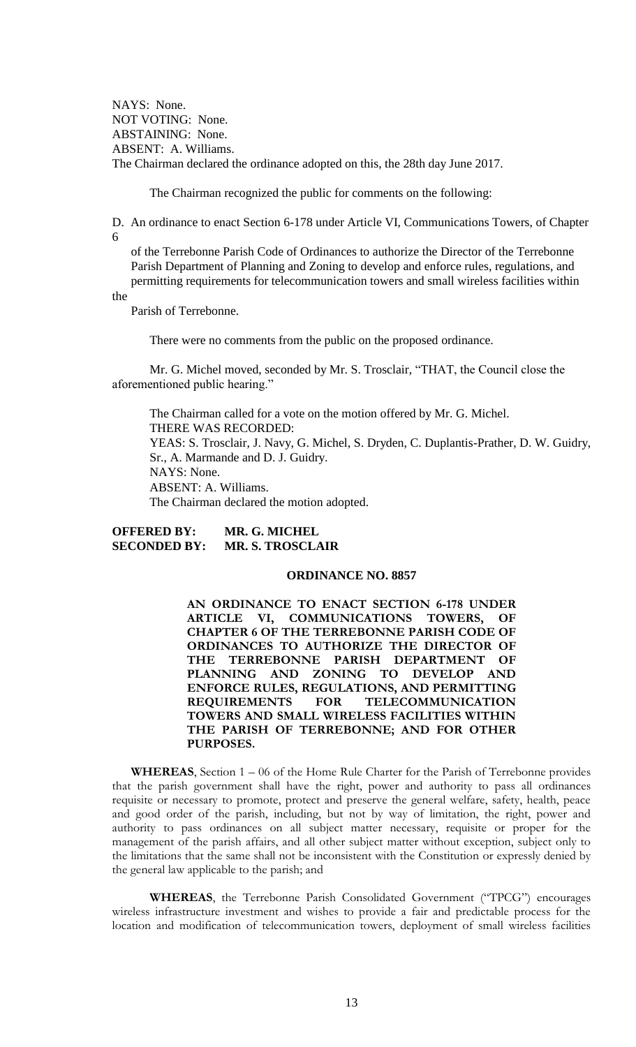NAYS: None.
NOT VOTING: None.
ABSTAINING: None.
ABSENT: A. Williams.
The Chairman declared the ordinance adopted on this, the 28th day June 2017.

The Chairman recognized the public for comments on the following:

D. An ordinance to enact Section 6-178 under Article VI, Communications Towers, of Chapter 6

of the Terrebonne Parish Code of Ordinances to authorize the Director of the Terrebonne Parish Department of Planning and Zoning to develop and enforce rules, regulations, and permitting requirements for telecommunication towers and small wireless facilities within the

Parish of Terrebonne.

There were no comments from the public on the proposed ordinance.

Mr. G. Michel moved, seconded by Mr. S. Trosclair, "THAT, the Council close the aforementioned public hearing."

The Chairman called for a vote on the motion offered by Mr. G. Michel.
THERE WAS RECORDED:
YEAS: S. Trosclair, J. Navy, G. Michel, S. Dryden, C. Duplantis-Prather, D. W. Guidry, Sr., A. Marmande and D. J. Guidry.
NAYS: None.
ABSENT: A. Williams.
The Chairman declared the motion adopted.

**OFFERED BY: MR. G. MICHEL**
**SECONDED BY: MR. S. TROSCLAIR**

**ORDINANCE NO. 8857**

**AN ORDINANCE TO ENACT SECTION 6-178 UNDER ARTICLE VI, COMMUNICATIONS TOWERS, OF CHAPTER 6 OF THE TERREBONNE PARISH CODE OF ORDINANCES TO AUTHORIZE THE DIRECTOR OF THE TERREBONNE PARISH DEPARTMENT OF PLANNING AND ZONING TO DEVELOP AND ENFORCE RULES, REGULATIONS, AND PERMITTING REQUIREMENTS FOR TELECOMMUNICATION TOWERS AND SMALL WIRELESS FACILITIES WITHIN THE PARISH OF TERREBONNE; AND FOR OTHER PURPOSES.**

**WHEREAS**, Section 1 – 06 of the Home Rule Charter for the Parish of Terrebonne provides that the parish government shall have the right, power and authority to pass all ordinances requisite or necessary to promote, protect and preserve the general welfare, safety, health, peace and good order of the parish, including, but not by way of limitation, the right, power and authority to pass ordinances on all subject matter necessary, requisite or proper for the management of the parish affairs, and all other subject matter without exception, subject only to the limitations that the same shall not be inconsistent with the Constitution or expressly denied by the general law applicable to the parish; and

**WHEREAS**, the Terrebonne Parish Consolidated Government ("TPCG") encourages wireless infrastructure investment and wishes to provide a fair and predictable process for the location and modification of telecommunication towers, deployment of small wireless facilities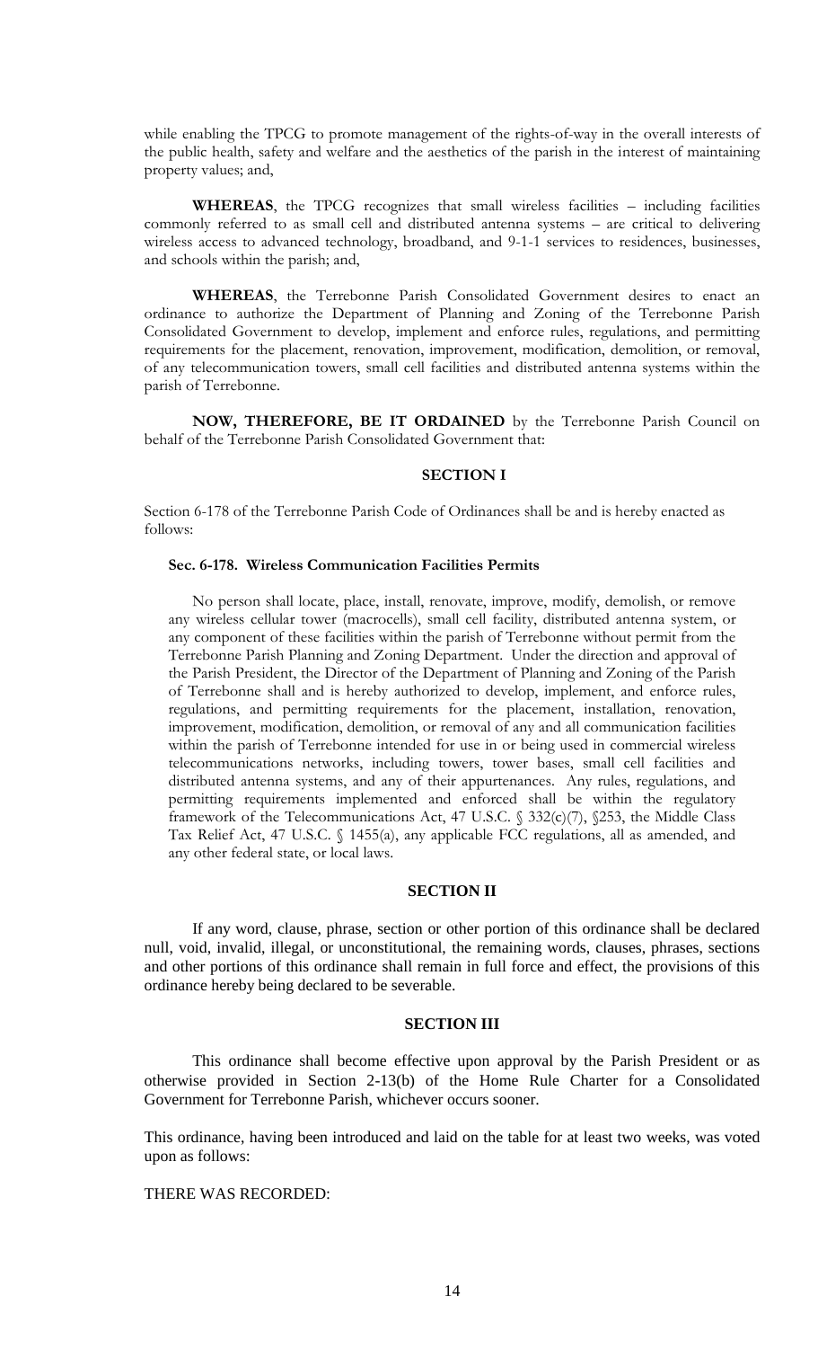while enabling the TPCG to promote management of the rights-of-way in the overall interests of the public health, safety and welfare and the aesthetics of the parish in the interest of maintaining property values; and,

**WHEREAS**, the TPCG recognizes that small wireless facilities – including facilities commonly referred to as small cell and distributed antenna systems – are critical to delivering wireless access to advanced technology, broadband, and 9-1-1 services to residences, businesses, and schools within the parish; and,

**WHEREAS**, the Terrebonne Parish Consolidated Government desires to enact an ordinance to authorize the Department of Planning and Zoning of the Terrebonne Parish Consolidated Government to develop, implement and enforce rules, regulations, and permitting requirements for the placement, renovation, improvement, modification, demolition, or removal, of any telecommunication towers, small cell facilities and distributed antenna systems within the parish of Terrebonne.

**NOW, THEREFORE, BE IT ORDAINED** by the Terrebonne Parish Council on behalf of the Terrebonne Parish Consolidated Government that:

**SECTION I**

Section 6-178 of the Terrebonne Parish Code of Ordinances shall be and is hereby enacted as follows:

**Sec. 6-178. Wireless Communication Facilities Permits**

No person shall locate, place, install, renovate, improve, modify, demolish, or remove any wireless cellular tower (macrocells), small cell facility, distributed antenna system, or any component of these facilities within the parish of Terrebonne without permit from the Terrebonne Parish Planning and Zoning Department. Under the direction and approval of the Parish President, the Director of the Department of Planning and Zoning of the Parish of Terrebonne shall and is hereby authorized to develop, implement, and enforce rules, regulations, and permitting requirements for the placement, installation, renovation, improvement, modification, demolition, or removal of any and all communication facilities within the parish of Terrebonne intended for use in or being used in commercial wireless telecommunications networks, including towers, tower bases, small cell facilities and distributed antenna systems, and any of their appurtenances. Any rules, regulations, and permitting requirements implemented and enforced shall be within the regulatory framework of the Telecommunications Act, 47 U.S.C. § 332(c)(7), §253, the Middle Class Tax Relief Act, 47 U.S.C. § 1455(a), any applicable FCC regulations, all as amended, and any other federal state, or local laws.

**SECTION II**

If any word, clause, phrase, section or other portion of this ordinance shall be declared null, void, invalid, illegal, or unconstitutional, the remaining words, clauses, phrases, sections and other portions of this ordinance shall remain in full force and effect, the provisions of this ordinance hereby being declared to be severable.

**SECTION III**

This ordinance shall become effective upon approval by the Parish President or as otherwise provided in Section 2-13(b) of the Home Rule Charter for a Consolidated Government for Terrebonne Parish, whichever occurs sooner.

This ordinance, having been introduced and laid on the table for at least two weeks, was voted upon as follows:

THERE WAS RECORDED: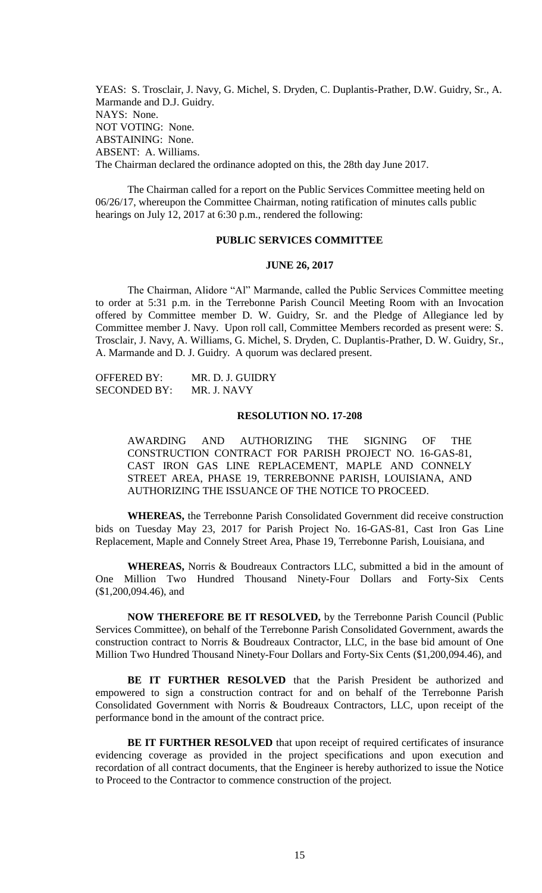YEAS: S. Trosclair, J. Navy, G. Michel, S. Dryden, C. Duplantis-Prather, D.W. Guidry, Sr., A. Marmande and D.J. Guidry.
NAYS: None.
NOT VOTING: None.
ABSTAINING: None.
ABSENT: A. Williams.
The Chairman declared the ordinance adopted on this, the 28th day June 2017.

The Chairman called for a report on the Public Services Committee meeting held on 06/26/17, whereupon the Committee Chairman, noting ratification of minutes calls public hearings on July 12, 2017 at 6:30 p.m., rendered the following:

**PUBLIC SERVICES COMMITTEE**

**JUNE 26, 2017**

The Chairman, Alidore "Al" Marmande, called the Public Services Committee meeting to order at 5:31 p.m. in the Terrebonne Parish Council Meeting Room with an Invocation offered by Committee member D. W. Guidry, Sr. and the Pledge of Allegiance led by Committee member J. Navy. Upon roll call, Committee Members recorded as present were: S. Trosclair, J. Navy, A. Williams, G. Michel, S. Dryden, C. Duplantis-Prather, D. W. Guidry, Sr., A. Marmande and D. J. Guidry. A quorum was declared present.

OFFERED BY: MR. D. J. GUIDRY
SECONDED BY: MR. J. NAVY

**RESOLUTION NO. 17-208**

AWARDING AND AUTHORIZING THE SIGNING OF THE CONSTRUCTION CONTRACT FOR PARISH PROJECT NO. 16-GAS-81, CAST IRON GAS LINE REPLACEMENT, MAPLE AND CONNELY STREET AREA, PHASE 19, TERREBONNE PARISH, LOUISIANA, AND AUTHORIZING THE ISSUANCE OF THE NOTICE TO PROCEED.

**WHEREAS,** the Terrebonne Parish Consolidated Government did receive construction bids on Tuesday May 23, 2017 for Parish Project No. 16-GAS-81, Cast Iron Gas Line Replacement, Maple and Connely Street Area, Phase 19, Terrebonne Parish, Louisiana, and

**WHEREAS,** Norris & Boudreaux Contractors LLC, submitted a bid in the amount of One Million Two Hundred Thousand Ninety-Four Dollars and Forty-Six Cents ($1,200,094.46), and

**NOW THEREFORE BE IT RESOLVED,** by the Terrebonne Parish Council (Public Services Committee), on behalf of the Terrebonne Parish Consolidated Government, awards the construction contract to Norris & Boudreaux Contractor, LLC, in the base bid amount of One Million Two Hundred Thousand Ninety-Four Dollars and Forty-Six Cents ($1,200,094.46), and

**BE IT FURTHER RESOLVED** that the Parish President be authorized and empowered to sign a construction contract for and on behalf of the Terrebonne Parish Consolidated Government with Norris & Boudreaux Contractors, LLC, upon receipt of the performance bond in the amount of the contract price.

**BE IT FURTHER RESOLVED** that upon receipt of required certificates of insurance evidencing coverage as provided in the project specifications and upon execution and recordation of all contract documents, that the Engineer is hereby authorized to issue the Notice to Proceed to the Contractor to commence construction of the project.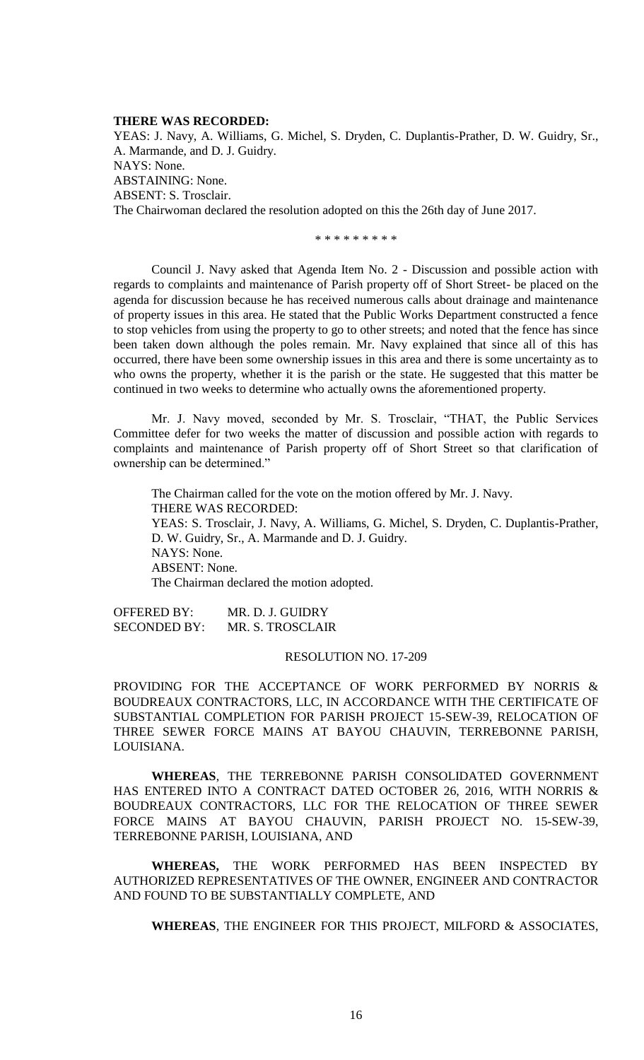**THERE WAS RECORDED:**
YEAS: J. Navy, A. Williams, G. Michel, S. Dryden, C. Duplantis-Prather, D. W. Guidry, Sr., A. Marmande, and D. J. Guidry.
NAYS: None.
ABSTAINING: None.
ABSENT: S. Trosclair.
The Chairwoman declared the resolution adopted on this the 26th day of June 2017.

\* \* \* \* \* \* \* \* \*

Council J. Navy asked that Agenda Item No. 2 - Discussion and possible action with regards to complaints and maintenance of Parish property off of Short Street- be placed on the agenda for discussion because he has received numerous calls about drainage and maintenance of property issues in this area. He stated that the Public Works Department constructed a fence to stop vehicles from using the property to go to other streets; and noted that the fence has since been taken down although the poles remain. Mr. Navy explained that since all of this has occurred, there have been some ownership issues in this area and there is some uncertainty as to who owns the property, whether it is the parish or the state. He suggested that this matter be continued in two weeks to determine who actually owns the aforementioned property.

Mr. J. Navy moved, seconded by Mr. S. Trosclair, "THAT, the Public Services Committee defer for two weeks the matter of discussion and possible action with regards to complaints and maintenance of Parish property off of Short Street so that clarification of ownership can be determined."

The Chairman called for the vote on the motion offered by Mr. J. Navy.
THERE WAS RECORDED:
YEAS: S. Trosclair, J. Navy, A. Williams, G. Michel, S. Dryden, C. Duplantis-Prather, D. W. Guidry, Sr., A. Marmande and D. J. Guidry.
NAYS: None.
ABSENT: None.
The Chairman declared the motion adopted.

OFFERED BY: MR. D. J. GUIDRY
SECONDED BY: MR. S. TROSCLAIR

RESOLUTION NO. 17-209

PROVIDING FOR THE ACCEPTANCE OF WORK PERFORMED BY NORRIS & BOUDREAUX CONTRACTORS, LLC, IN ACCORDANCE WITH THE CERTIFICATE OF SUBSTANTIAL COMPLETION FOR PARISH PROJECT 15-SEW-39, RELOCATION OF THREE SEWER FORCE MAINS AT BAYOU CHAUVIN, TERREBONNE PARISH, LOUISIANA.

**WHEREAS**, THE TERREBONNE PARISH CONSOLIDATED GOVERNMENT HAS ENTERED INTO A CONTRACT DATED OCTOBER 26, 2016, WITH NORRIS & BOUDREAUX CONTRACTORS, LLC FOR THE RELOCATION OF THREE SEWER FORCE MAINS AT BAYOU CHAUVIN, PARISH PROJECT NO. 15-SEW-39, TERREBONNE PARISH, LOUISIANA, AND

**WHEREAS,** THE WORK PERFORMED HAS BEEN INSPECTED BY AUTHORIZED REPRESENTATIVES OF THE OWNER, ENGINEER AND CONTRACTOR AND FOUND TO BE SUBSTANTIALLY COMPLETE, AND

**WHEREAS**, THE ENGINEER FOR THIS PROJECT, MILFORD & ASSOCIATES,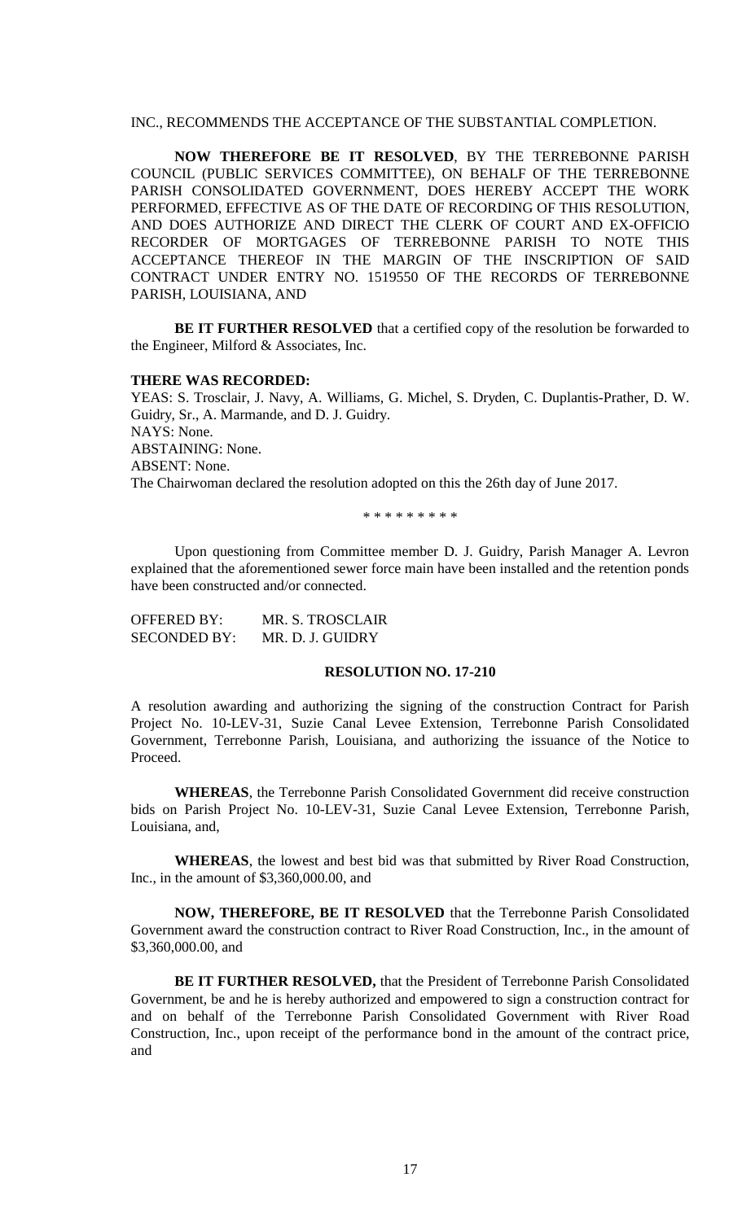INC., RECOMMENDS THE ACCEPTANCE OF THE SUBSTANTIAL COMPLETION.

**NOW THEREFORE BE IT RESOLVED**, BY THE TERREBONNE PARISH COUNCIL (PUBLIC SERVICES COMMITTEE), ON BEHALF OF THE TERREBONNE PARISH CONSOLIDATED GOVERNMENT, DOES HEREBY ACCEPT THE WORK PERFORMED, EFFECTIVE AS OF THE DATE OF RECORDING OF THIS RESOLUTION, AND DOES AUTHORIZE AND DIRECT THE CLERK OF COURT AND EX-OFFICIO RECORDER OF MORTGAGES OF TERREBONNE PARISH TO NOTE THIS ACCEPTANCE THEREOF IN THE MARGIN OF THE INSCRIPTION OF SAID CONTRACT UNDER ENTRY NO. 1519550 OF THE RECORDS OF TERREBONNE PARISH, LOUISIANA, AND

**BE IT FURTHER RESOLVED** that a certified copy of the resolution be forwarded to the Engineer, Milford & Associates, Inc.

**THERE WAS RECORDED:**

YEAS: S. Trosclair, J. Navy, A. Williams, G. Michel, S. Dryden, C. Duplantis-Prather, D. W. Guidry, Sr., A. Marmande, and D. J. Guidry.
NAYS: None.
ABSTAINING: None.
ABSENT: None.
The Chairwoman declared the resolution adopted on this the 26th day of June 2017.

\* \* \* \* \* \* \* \* \*

Upon questioning from Committee member D. J. Guidry, Parish Manager A. Levron explained that the aforementioned sewer force main have been installed and the retention ponds have been constructed and/or connected.

OFFERED BY: MR. S. TROSCLAIR
SECONDED BY: MR. D. J. GUIDRY

**RESOLUTION NO. 17-210**

A resolution awarding and authorizing the signing of the construction Contract for Parish Project No. 10-LEV-31, Suzie Canal Levee Extension, Terrebonne Parish Consolidated Government, Terrebonne Parish, Louisiana, and authorizing the issuance of the Notice to Proceed.

**WHEREAS**, the Terrebonne Parish Consolidated Government did receive construction bids on Parish Project No. 10-LEV-31, Suzie Canal Levee Extension, Terrebonne Parish, Louisiana, and,

**WHEREAS**, the lowest and best bid was that submitted by River Road Construction, Inc., in the amount of $3,360,000.00, and

**NOW, THEREFORE, BE IT RESOLVED** that the Terrebonne Parish Consolidated Government award the construction contract to River Road Construction, Inc., in the amount of $3,360,000.00, and

**BE IT FURTHER RESOLVED,** that the President of Terrebonne Parish Consolidated Government, be and he is hereby authorized and empowered to sign a construction contract for and on behalf of the Terrebonne Parish Consolidated Government with River Road Construction, Inc., upon receipt of the performance bond in the amount of the contract price, and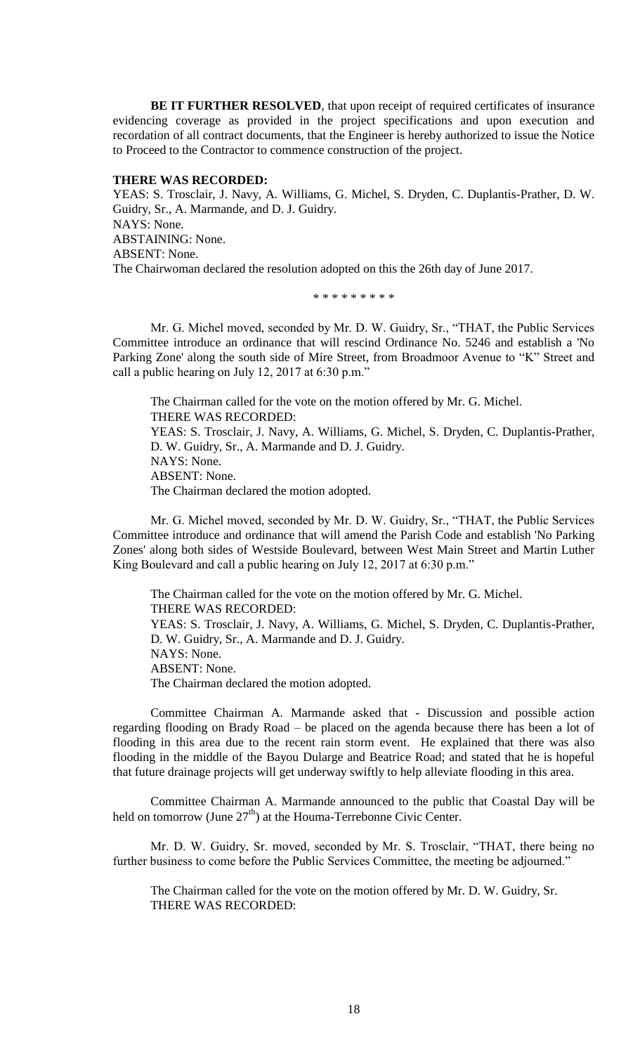**BE IT FURTHER RESOLVED**, that upon receipt of required certificates of insurance evidencing coverage as provided in the project specifications and upon execution and recordation of all contract documents, that the Engineer is hereby authorized to issue the Notice to Proceed to the Contractor to commence construction of the project.

**THERE WAS RECORDED:**

YEAS: S. Trosclair, J. Navy, A. Williams, G. Michel, S. Dryden, C. Duplantis-Prather, D. W. Guidry, Sr., A. Marmande, and D. J. Guidry.
NAYS: None.
ABSTAINING: None.
ABSENT: None.
The Chairwoman declared the resolution adopted on this the 26th day of June 2017.

\* \* \* \* \* \* \* \* \*

Mr. G. Michel moved, seconded by Mr. D. W. Guidry, Sr., "THAT, the Public Services Committee introduce an ordinance that will rescind Ordinance No. 5246 and establish a 'No Parking Zone' along the south side of Mire Street, from Broadmoor Avenue to "K" Street and call a public hearing on July 12, 2017 at 6:30 p.m."

The Chairman called for the vote on the motion offered by Mr. G. Michel.
THERE WAS RECORDED:
YEAS: S. Trosclair, J. Navy, A. Williams, G. Michel, S. Dryden, C. Duplantis-Prather, D. W. Guidry, Sr., A. Marmande and D. J. Guidry.
NAYS: None.
ABSENT: None.
The Chairman declared the motion adopted.

Mr. G. Michel moved, seconded by Mr. D. W. Guidry, Sr., "THAT, the Public Services Committee introduce and ordinance that will amend the Parish Code and establish 'No Parking Zones' along both sides of Westside Boulevard, between West Main Street and Martin Luther King Boulevard and call a public hearing on July 12, 2017 at 6:30 p.m."

The Chairman called for the vote on the motion offered by Mr. G. Michel.
THERE WAS RECORDED:
YEAS: S. Trosclair, J. Navy, A. Williams, G. Michel, S. Dryden, C. Duplantis-Prather, D. W. Guidry, Sr., A. Marmande and D. J. Guidry.
NAYS: None.
ABSENT: None.
The Chairman declared the motion adopted.

Committee Chairman A. Marmande asked that - Discussion and possible action regarding flooding on Brady Road – be placed on the agenda because there has been a lot of flooding in this area due to the recent rain storm event. He explained that there was also flooding in the middle of the Bayou Dularge and Beatrice Road; and stated that he is hopeful that future drainage projects will get underway swiftly to help alleviate flooding in this area.

Committee Chairman A. Marmande announced to the public that Coastal Day will be held on tomorrow (June 27th) at the Houma-Terrebonne Civic Center.

Mr. D. W. Guidry, Sr. moved, seconded by Mr. S. Trosclair, "THAT, there being no further business to come before the Public Services Committee, the meeting be adjourned."

The Chairman called for the vote on the motion offered by Mr. D. W. Guidry, Sr.
THERE WAS RECORDED: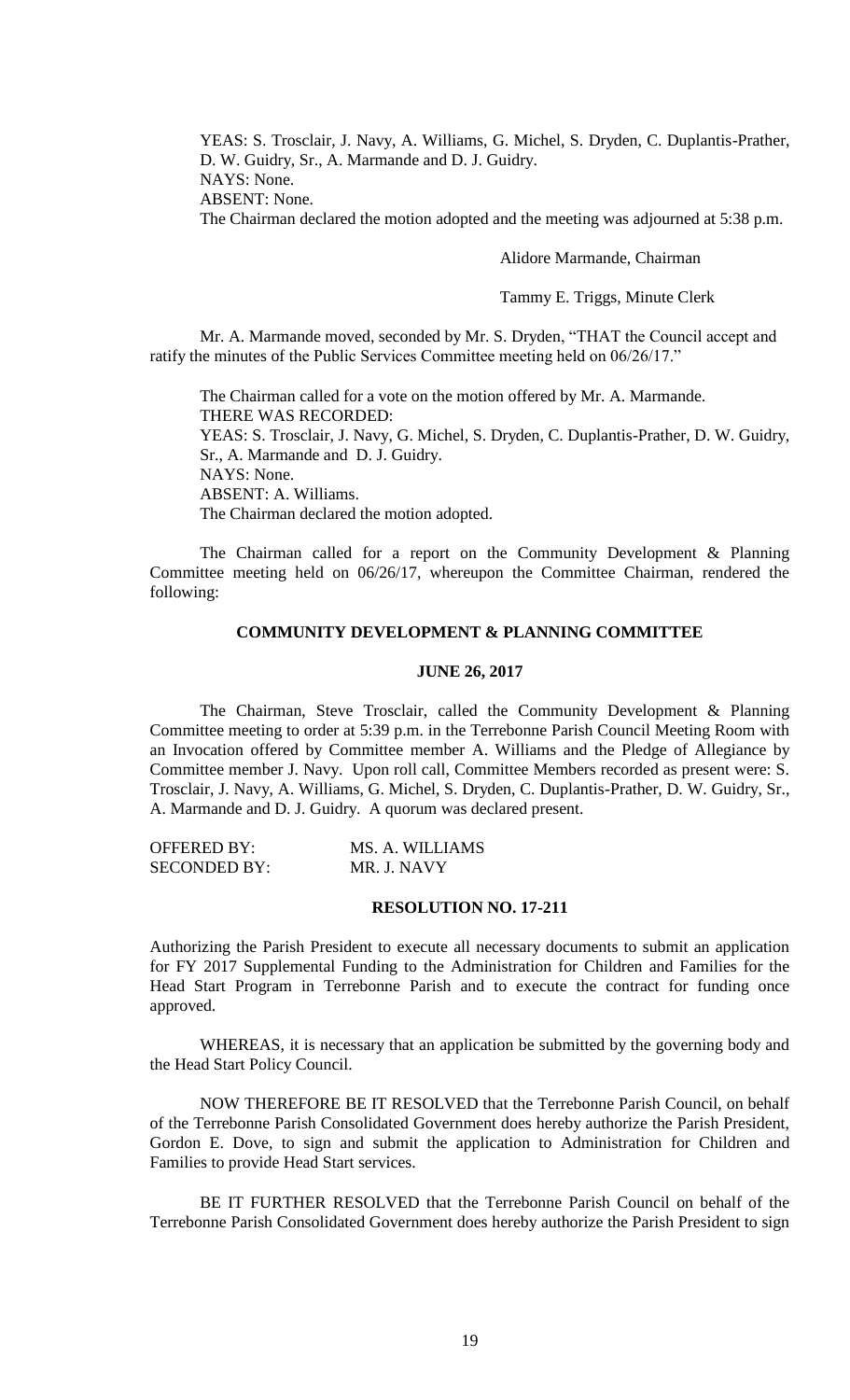YEAS: S. Trosclair, J. Navy, A. Williams, G. Michel, S. Dryden, C. Duplantis-Prather, D. W. Guidry, Sr., A. Marmande and D. J. Guidry.
NAYS: None.
ABSENT: None.
The Chairman declared the motion adopted and the meeting was adjourned at 5:38 p.m.

Alidore Marmande, Chairman

Tammy E. Triggs, Minute Clerk

Mr. A. Marmande moved, seconded by Mr. S. Dryden, "THAT the Council accept and ratify the minutes of the Public Services Committee meeting held on 06/26/17."

The Chairman called for a vote on the motion offered by Mr. A. Marmande.
THERE WAS RECORDED:
YEAS: S. Trosclair, J. Navy, G. Michel, S. Dryden, C. Duplantis-Prather, D. W. Guidry, Sr., A. Marmande and D. J. Guidry.
NAYS: None.
ABSENT: A. Williams.
The Chairman declared the motion adopted.

The Chairman called for a report on the Community Development & Planning Committee meeting held on 06/26/17, whereupon the Committee Chairman, rendered the following:

**COMMUNITY DEVELOPMENT & PLANNING COMMITTEE**

**JUNE 26, 2017**

The Chairman, Steve Trosclair, called the Community Development & Planning Committee meeting to order at 5:39 p.m. in the Terrebonne Parish Council Meeting Room with an Invocation offered by Committee member A. Williams and the Pledge of Allegiance by Committee member J. Navy. Upon roll call, Committee Members recorded as present were: S. Trosclair, J. Navy, A. Williams, G. Michel, S. Dryden, C. Duplantis-Prather, D. W. Guidry, Sr., A. Marmande and D. J. Guidry. A quorum was declared present.

OFFERED BY: MS. A. WILLIAMS
SECONDED BY: MR. J. NAVY

**RESOLUTION NO. 17-211**

Authorizing the Parish President to execute all necessary documents to submit an application for FY 2017 Supplemental Funding to the Administration for Children and Families for the Head Start Program in Terrebonne Parish and to execute the contract for funding once approved.

WHEREAS, it is necessary that an application be submitted by the governing body and the Head Start Policy Council.

NOW THEREFORE BE IT RESOLVED that the Terrebonne Parish Council, on behalf of the Terrebonne Parish Consolidated Government does hereby authorize the Parish President, Gordon E. Dove, to sign and submit the application to Administration for Children and Families to provide Head Start services.

BE IT FURTHER RESOLVED that the Terrebonne Parish Council on behalf of the Terrebonne Parish Consolidated Government does hereby authorize the Parish President to sign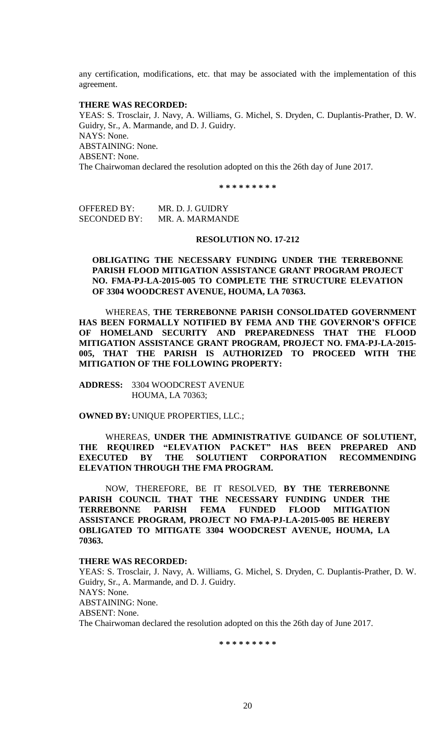any certification, modifications, etc. that may be associated with the implementation of this agreement.

**THERE WAS RECORDED:**

YEAS: S. Trosclair, J. Navy, A. Williams, G. Michel, S. Dryden, C. Duplantis-Prather, D. W. Guidry, Sr., A. Marmande, and D. J. Guidry.
NAYS: None.
ABSTAINING: None.
ABSENT: None.
The Chairwoman declared the resolution adopted on this the 26th day of June 2017.

\* \* \* \* \* \* \* \* \*

OFFERED BY: MR. D. J. GUIDRY
SECONDED BY: MR. A. MARMANDE

**RESOLUTION NO. 17-212**

**OBLIGATING THE NECESSARY FUNDING UNDER THE TERREBONNE PARISH FLOOD MITIGATION ASSISTANCE GRANT PROGRAM PROJECT NO. FMA-PJ-LA-2015-005 TO COMPLETE THE STRUCTURE ELEVATION OF 3304 WOODCREST AVENUE, HOUMA, LA 70363.**

WHEREAS, **THE TERREBONNE PARISH CONSOLIDATED GOVERNMENT HAS BEEN FORMALLY NOTIFIED BY FEMA AND THE GOVERNOR'S OFFICE OF HOMELAND SECURITY AND PREPAREDNESS THAT THE FLOOD MITIGATION ASSISTANCE GRANT PROGRAM, PROJECT NO. FMA-PJ-LA-2015-005, THAT THE PARISH IS AUTHORIZED TO PROCEED WITH THE MITIGATION OF THE FOLLOWING PROPERTY:**

**ADDRESS:** 3304 WOODCREST AVENUE
HOUMA, LA 70363;

**OWNED BY:** UNIQUE PROPERTIES, LLC.;

WHEREAS, **UNDER THE ADMINISTRATIVE GUIDANCE OF SOLUTIENT, THE REQUIRED "ELEVATION PACKET" HAS BEEN PREPARED AND EXECUTED BY THE SOLUTIENT CORPORATION RECOMMENDING ELEVATION THROUGH THE FMA PROGRAM.**

NOW, THEREFORE, BE IT RESOLVED, **BY THE TERREBONNE PARISH COUNCIL THAT THE NECESSARY FUNDING UNDER THE TERREBONNE PARISH FEMA FUNDED FLOOD MITIGATION ASSISTANCE PROGRAM, PROJECT NO FMA-PJ-LA-2015-005 BE HEREBY OBLIGATED TO MITIGATE 3304 WOODCREST AVENUE, HOUMA, LA 70363.**

**THERE WAS RECORDED:**

YEAS: S. Trosclair, J. Navy, A. Williams, G. Michel, S. Dryden, C. Duplantis-Prather, D. W. Guidry, Sr., A. Marmande, and D. J. Guidry.
NAYS: None.
ABSTAINING: None.
ABSENT: None.
The Chairwoman declared the resolution adopted on this the 26th day of June 2017.

\* \* \* \* \* \* \* \* \*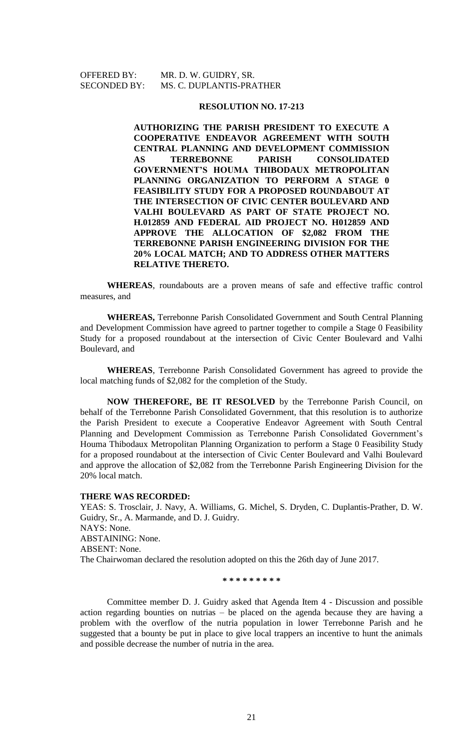OFFERED BY: MR. D. W. GUIDRY, SR.
SECONDED BY: MS. C. DUPLANTIS-PRATHER

**RESOLUTION NO. 17-213**

**AUTHORIZING THE PARISH PRESIDENT TO EXECUTE A COOPERATIVE ENDEAVOR AGREEMENT WITH SOUTH CENTRAL PLANNING AND DEVELOPMENT COMMISSION AS TERREBONNE PARISH CONSOLIDATED GOVERNMENT'S HOUMA THIBODAUX METROPOLITAN PLANNING ORGANIZATION TO PERFORM A STAGE 0 FEASIBILITY STUDY FOR A PROPOSED ROUNDABOUT AT THE INTERSECTION OF CIVIC CENTER BOULEVARD AND VALHI BOULEVARD AS PART OF STATE PROJECT NO. H.012859 AND FEDERAL AID PROJECT NO. H012859 AND APPROVE THE ALLOCATION OF $2,082 FROM THE TERREBONNE PARISH ENGINEERING DIVISION FOR THE 20% LOCAL MATCH; AND TO ADDRESS OTHER MATTERS RELATIVE THERETO.**

**WHEREAS**, roundabouts are a proven means of safe and effective traffic control measures, and

**WHEREAS,** Terrebonne Parish Consolidated Government and South Central Planning and Development Commission have agreed to partner together to compile a Stage 0 Feasibility Study for a proposed roundabout at the intersection of Civic Center Boulevard and Valhi Boulevard, and

**WHEREAS**, Terrebonne Parish Consolidated Government has agreed to provide the local matching funds of $2,082 for the completion of the Study.

**NOW THEREFORE, BE IT RESOLVED** by the Terrebonne Parish Council, on behalf of the Terrebonne Parish Consolidated Government, that this resolution is to authorize the Parish President to execute a Cooperative Endeavor Agreement with South Central Planning and Development Commission as Terrebonne Parish Consolidated Government's Houma Thibodaux Metropolitan Planning Organization to perform a Stage 0 Feasibility Study for a proposed roundabout at the intersection of Civic Center Boulevard and Valhi Boulevard and approve the allocation of $2,082 from the Terrebonne Parish Engineering Division for the 20% local match.

**THERE WAS RECORDED:**

YEAS: S. Trosclair, J. Navy, A. Williams, G. Michel, S. Dryden, C. Duplantis-Prather, D. W. Guidry, Sr., A. Marmande, and D. J. Guidry.
NAYS: None.
ABSTAINING: None.
ABSENT: None.
The Chairwoman declared the resolution adopted on this the 26th day of June 2017.

**\* \* \* \* \* \* \* \* \***

Committee member D. J. Guidry asked that Agenda Item 4 - Discussion and possible action regarding bounties on nutrias – be placed on the agenda because they are having a problem with the overflow of the nutria population in lower Terrebonne Parish and he suggested that a bounty be put in place to give local trappers an incentive to hunt the animals and possible decrease the number of nutria in the area.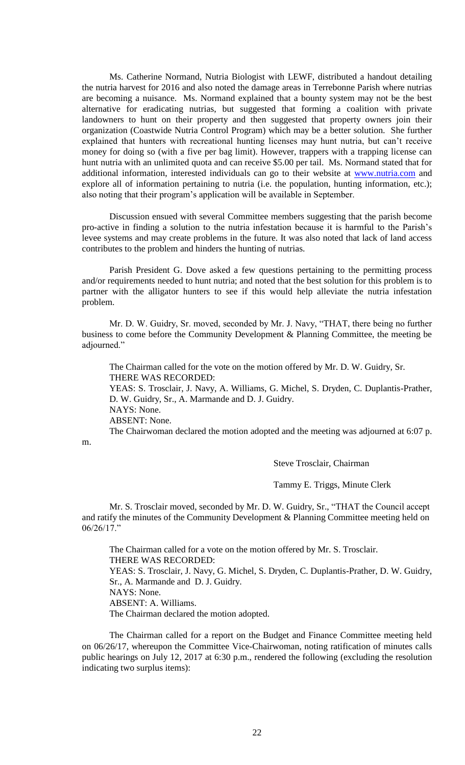Ms. Catherine Normand, Nutria Biologist with LEWF, distributed a handout detailing the nutria harvest for 2016 and also noted the damage areas in Terrebonne Parish where nutrias are becoming a nuisance. Ms. Normand explained that a bounty system may not be the best alternative for eradicating nutrias, but suggested that forming a coalition with private landowners to hunt on their property and then suggested that property owners join their organization (Coastwide Nutria Control Program) which may be a better solution. She further explained that hunters with recreational hunting licenses may hunt nutria, but can't receive money for doing so (with a five per bag limit). However, trappers with a trapping license can hunt nutria with an unlimited quota and can receive $5.00 per tail. Ms. Normand stated that for additional information, interested individuals can go to their website at www.nutria.com and explore all of information pertaining to nutria (i.e. the population, hunting information, etc.); also noting that their program's application will be available in September.

Discussion ensued with several Committee members suggesting that the parish become pro-active in finding a solution to the nutria infestation because it is harmful to the Parish's levee systems and may create problems in the future. It was also noted that lack of land access contributes to the problem and hinders the hunting of nutrias.

Parish President G. Dove asked a few questions pertaining to the permitting process and/or requirements needed to hunt nutria; and noted that the best solution for this problem is to partner with the alligator hunters to see if this would help alleviate the nutria infestation problem.

Mr. D. W. Guidry, Sr. moved, seconded by Mr. J. Navy, "THAT, there being no further business to come before the Community Development & Planning Committee, the meeting be adjourned."

The Chairman called for the vote on the motion offered by Mr. D. W. Guidry, Sr.
THERE WAS RECORDED:
YEAS: S. Trosclair, J. Navy, A. Williams, G. Michel, S. Dryden, C. Duplantis-Prather, D. W. Guidry, Sr., A. Marmande and D. J. Guidry.
NAYS: None.
ABSENT: None.
The Chairwoman declared the motion adopted and the meeting was adjourned at 6:07 p.m.

Steve Trosclair, Chairman

Tammy E. Triggs, Minute Clerk

Mr. S. Trosclair moved, seconded by Mr. D. W. Guidry, Sr., "THAT the Council accept and ratify the minutes of the Community Development & Planning Committee meeting held on 06/26/17."

The Chairman called for a vote on the motion offered by Mr. S. Trosclair.
THERE WAS RECORDED:
YEAS: S. Trosclair, J. Navy, G. Michel, S. Dryden, C. Duplantis-Prather, D. W. Guidry, Sr., A. Marmande and D. J. Guidry.
NAYS: None.
ABSENT: A. Williams.
The Chairman declared the motion adopted.

The Chairman called for a report on the Budget and Finance Committee meeting held on 06/26/17, whereupon the Committee Vice-Chairwoman, noting ratification of minutes calls public hearings on July 12, 2017 at 6:30 p.m., rendered the following (excluding the resolution indicating two surplus items):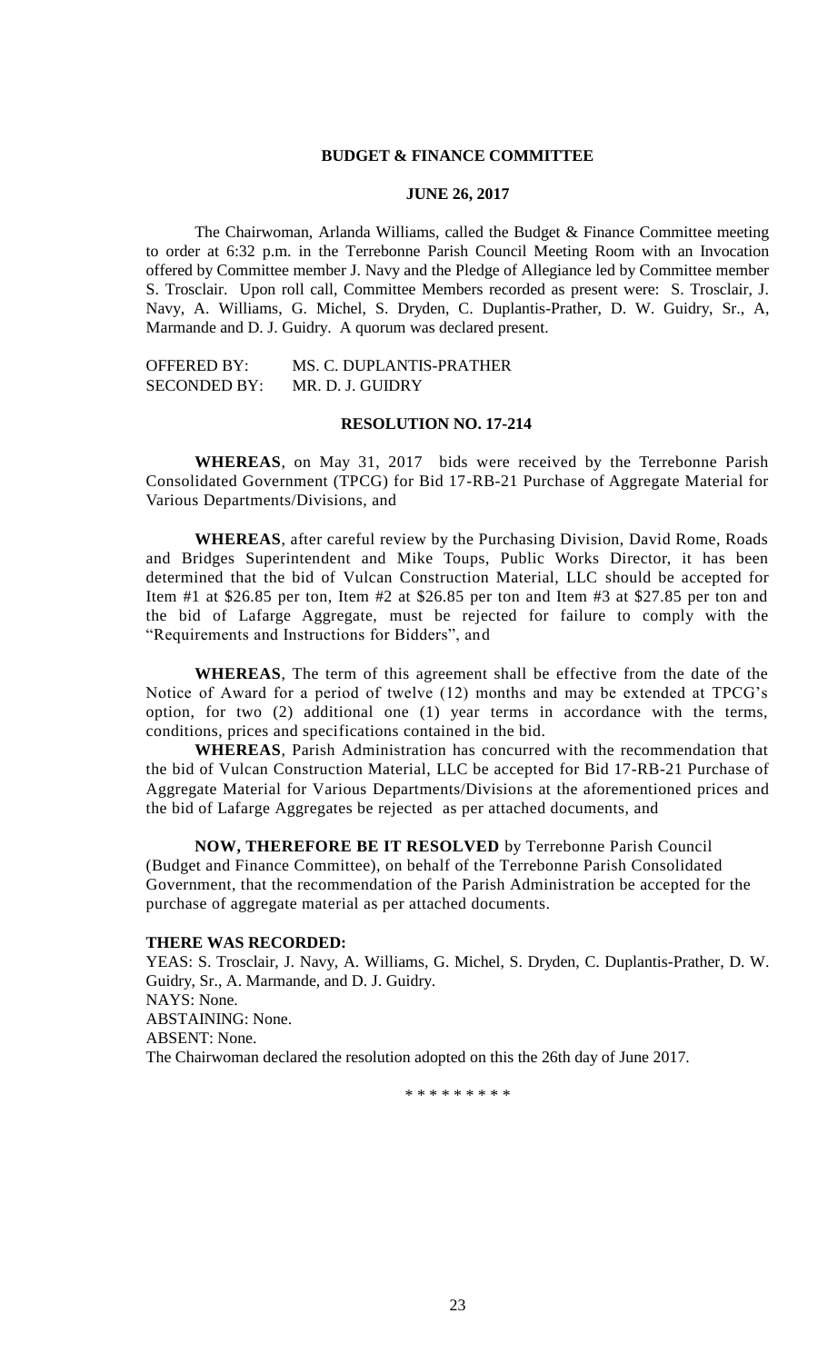**BUDGET & FINANCE COMMITTEE**

**JUNE 26, 2017**

The Chairwoman, Arlanda Williams, called the Budget & Finance Committee meeting to order at 6:32 p.m. in the Terrebonne Parish Council Meeting Room with an Invocation offered by Committee member J. Navy and the Pledge of Allegiance led by Committee member S. Trosclair. Upon roll call, Committee Members recorded as present were: S. Trosclair, J. Navy, A. Williams, G. Michel, S. Dryden, C. Duplantis-Prather, D. W. Guidry, Sr., A, Marmande and D. J. Guidry. A quorum was declared present.

OFFERED BY: MS. C. DUPLANTIS-PRATHER
SECONDED BY: MR. D. J. GUIDRY

**RESOLUTION NO. 17-214**

**WHEREAS**, on May 31, 2017 bids were received by the Terrebonne Parish Consolidated Government (TPCG) for Bid 17-RB-21 Purchase of Aggregate Material for Various Departments/Divisions, and

**WHEREAS**, after careful review by the Purchasing Division, David Rome, Roads and Bridges Superintendent and Mike Toups, Public Works Director, it has been determined that the bid of Vulcan Construction Material, LLC should be accepted for Item #1 at $26.85 per ton, Item #2 at $26.85 per ton and Item #3 at $27.85 per ton and the bid of Lafarge Aggregate, must be rejected for failure to comply with the "Requirements and Instructions for Bidders", and

**WHEREAS**, The term of this agreement shall be effective from the date of the Notice of Award for a period of twelve (12) months and may be extended at TPCG's option, for two (2) additional one (1) year terms in accordance with the terms, conditions, prices and specifications contained in the bid.

**WHEREAS**, Parish Administration has concurred with the recommendation that the bid of Vulcan Construction Material, LLC be accepted for Bid 17-RB-21 Purchase of Aggregate Material for Various Departments/Divisions at the aforementioned prices and the bid of Lafarge Aggregates be rejected as per attached documents, and

**NOW, THEREFORE BE IT RESOLVED** by Terrebonne Parish Council (Budget and Finance Committee), on behalf of the Terrebonne Parish Consolidated Government, that the recommendation of the Parish Administration be accepted for the purchase of aggregate material as per attached documents.

**THERE WAS RECORDED:**

YEAS: S. Trosclair, J. Navy, A. Williams, G. Michel, S. Dryden, C. Duplantis-Prather, D. W. Guidry, Sr., A. Marmande, and D. J. Guidry.
NAYS: None.
ABSTAINING: None.
ABSENT: None.
The Chairwoman declared the resolution adopted on this the 26th day of June 2017.

\* \* \* \* \* \* \* \* \*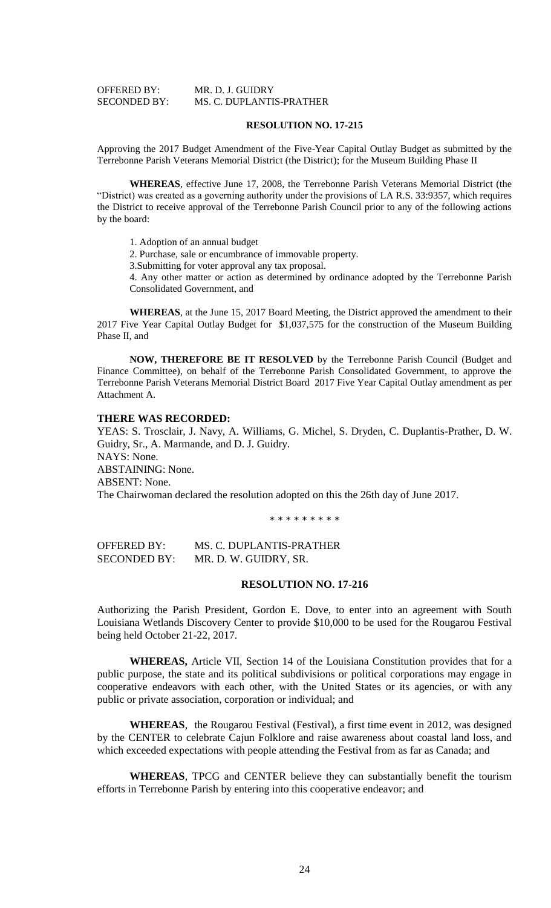OFFERED BY: MR. D. J. GUIDRY
SECONDED BY: MS. C. DUPLANTIS-PRATHER

**RESOLUTION NO. 17-215**

Approving the 2017 Budget Amendment of the Five-Year Capital Outlay Budget as submitted by the Terrebonne Parish Veterans Memorial District (the District); for the Museum Building Phase II

**WHEREAS**, effective June 17, 2008, the Terrebonne Parish Veterans Memorial District (the "District) was created as a governing authority under the provisions of LA R.S. 33:9357, which requires the District to receive approval of the Terrebonne Parish Council prior to any of the following actions by the board:

1. Adoption of an annual budget
2. Purchase, sale or encumbrance of immovable property.
3.Submitting for voter approval any tax proposal.
4. Any other matter or action as determined by ordinance adopted by the Terrebonne Parish Consolidated Government, and

**WHEREAS**, at the June 15, 2017 Board Meeting, the District approved the amendment to their 2017 Five Year Capital Outlay Budget for $1,037,575 for the construction of the Museum Building Phase II, and

**NOW, THEREFORE BE IT RESOLVED** by the Terrebonne Parish Council (Budget and Finance Committee), on behalf of the Terrebonne Parish Consolidated Government, to approve the Terrebonne Parish Veterans Memorial District Board 2017 Five Year Capital Outlay amendment as per Attachment A.

**THERE WAS RECORDED:**
YEAS: S. Trosclair, J. Navy, A. Williams, G. Michel, S. Dryden, C. Duplantis-Prather, D. W. Guidry, Sr., A. Marmande, and D. J. Guidry.
NAYS: None.
ABSTAINING: None.
ABSENT: None.
The Chairwoman declared the resolution adopted on this the 26th day of June 2017.

\* \* \* \* \* \* \* \* \*

OFFERED BY: MS. C. DUPLANTIS-PRATHER
SECONDED BY: MR. D. W. GUIDRY, SR.

**RESOLUTION NO. 17-216**

Authorizing the Parish President, Gordon E. Dove, to enter into an agreement with South Louisiana Wetlands Discovery Center to provide $10,000 to be used for the Rougarou Festival being held October 21-22, 2017.

**WHEREAS,** Article VII, Section 14 of the Louisiana Constitution provides that for a public purpose, the state and its political subdivisions or political corporations may engage in cooperative endeavors with each other, with the United States or its agencies, or with any public or private association, corporation or individual; and

**WHEREAS**, the Rougarou Festival (Festival), a first time event in 2012, was designed by the CENTER to celebrate Cajun Folklore and raise awareness about coastal land loss, and which exceeded expectations with people attending the Festival from as far as Canada; and

**WHEREAS**, TPCG and CENTER believe they can substantially benefit the tourism efforts in Terrebonne Parish by entering into this cooperative endeavor; and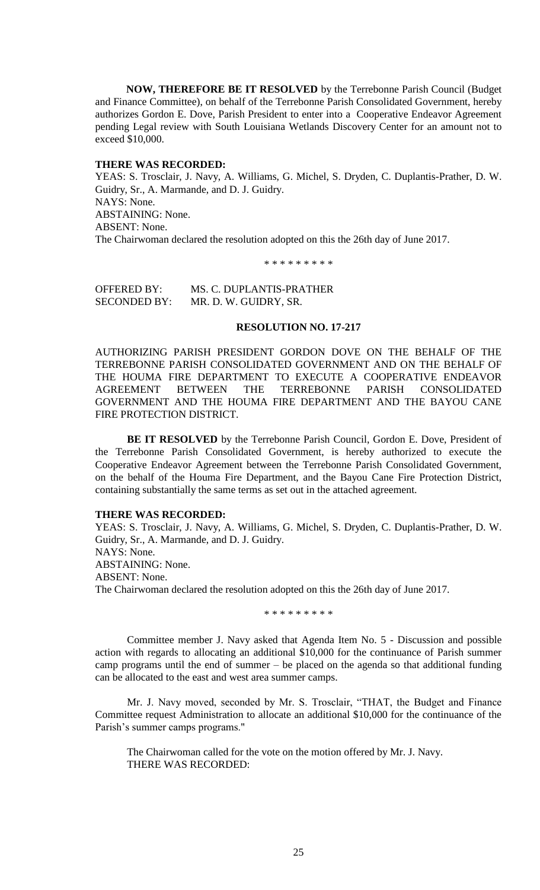**NOW, THEREFORE BE IT RESOLVED** by the Terrebonne Parish Council (Budget and Finance Committee), on behalf of the Terrebonne Parish Consolidated Government, hereby authorizes Gordon E. Dove, Parish President to enter into a Cooperative Endeavor Agreement pending Legal review with South Louisiana Wetlands Discovery Center for an amount not to exceed $10,000.

**THERE WAS RECORDED:**

YEAS: S. Trosclair, J. Navy, A. Williams, G. Michel, S. Dryden, C. Duplantis-Prather, D. W. Guidry, Sr., A. Marmande, and D. J. Guidry.
NAYS: None.
ABSTAINING: None.
ABSENT: None.
The Chairwoman declared the resolution adopted on this the 26th day of June 2017.

\* \* \* \* \* \* \* \* \*

OFFERED BY: MS. C. DUPLANTIS-PRATHER
SECONDED BY: MR. D. W. GUIDRY, SR.

**RESOLUTION NO. 17-217**

AUTHORIZING PARISH PRESIDENT GORDON DOVE ON THE BEHALF OF THE TERREBONNE PARISH CONSOLIDATED GOVERNMENT AND ON THE BEHALF OF THE HOUMA FIRE DEPARTMENT TO EXECUTE A COOPERATIVE ENDEAVOR AGREEMENT BETWEEN THE TERREBONNE PARISH CONSOLIDATED GOVERNMENT AND THE HOUMA FIRE DEPARTMENT AND THE BAYOU CANE FIRE PROTECTION DISTRICT.

**BE IT RESOLVED** by the Terrebonne Parish Council, Gordon E. Dove, President of the Terrebonne Parish Consolidated Government, is hereby authorized to execute the Cooperative Endeavor Agreement between the Terrebonne Parish Consolidated Government, on the behalf of the Houma Fire Department, and the Bayou Cane Fire Protection District, containing substantially the same terms as set out in the attached agreement.

**THERE WAS RECORDED:**

YEAS: S. Trosclair, J. Navy, A. Williams, G. Michel, S. Dryden, C. Duplantis-Prather, D. W. Guidry, Sr., A. Marmande, and D. J. Guidry.
NAYS: None.
ABSTAINING: None.
ABSENT: None.
The Chairwoman declared the resolution adopted on this the 26th day of June 2017.

\* \* \* \* \* \* \* \* \*

Committee member J. Navy asked that Agenda Item No. 5 - Discussion and possible action with regards to allocating an additional $10,000 for the continuance of Parish summer camp programs until the end of summer – be placed on the agenda so that additional funding can be allocated to the east and west area summer camps.

Mr. J. Navy moved, seconded by Mr. S. Trosclair, "THAT, the Budget and Finance Committee request Administration to allocate an additional $10,000 for the continuance of the Parish's summer camps programs."

The Chairwoman called for the vote on the motion offered by Mr. J. Navy.
THERE WAS RECORDED: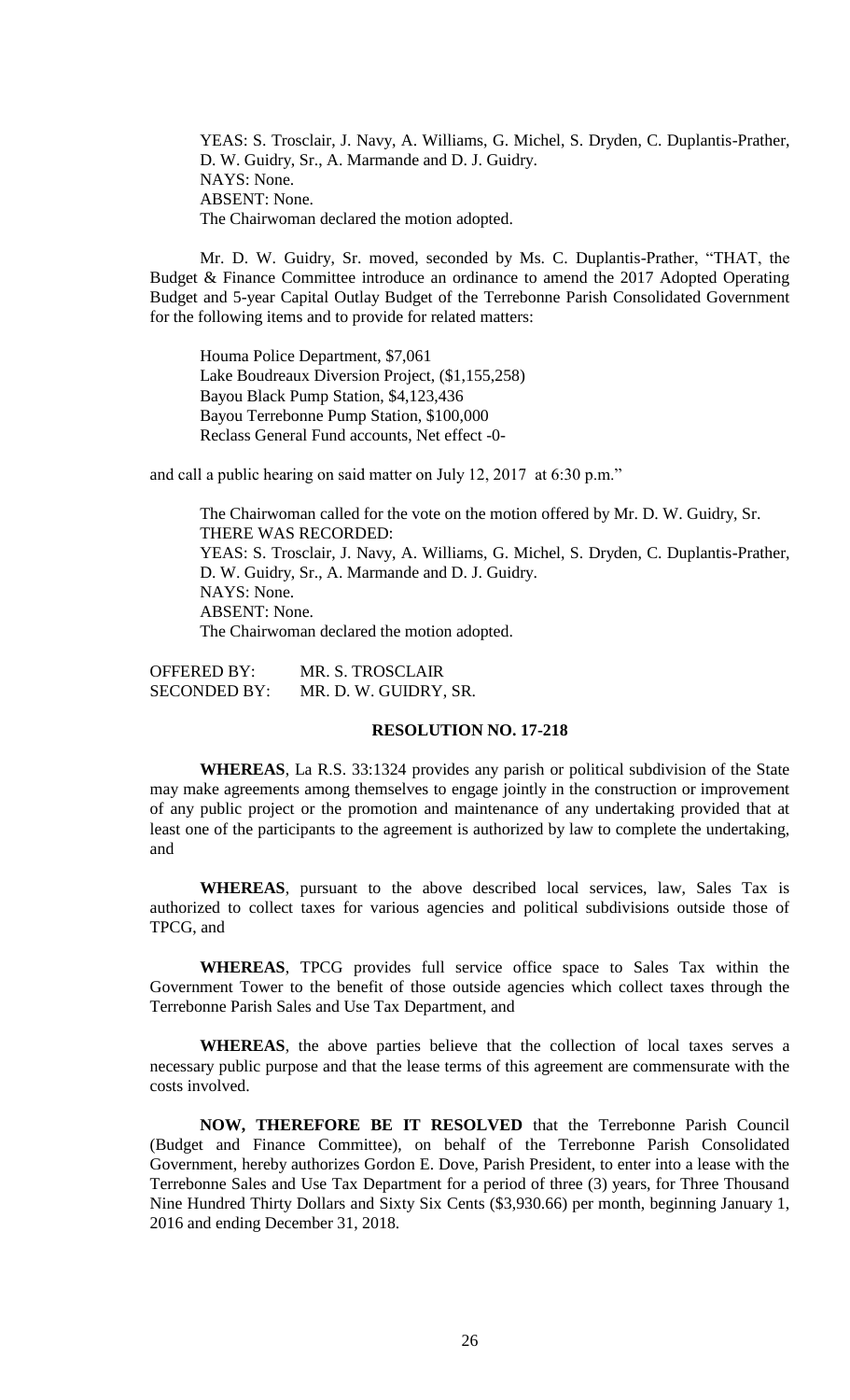YEAS: S. Trosclair, J. Navy, A. Williams, G. Michel, S. Dryden, C. Duplantis-Prather, D. W. Guidry, Sr., A. Marmande and D. J. Guidry.
NAYS: None.
ABSENT: None.
The Chairwoman declared the motion adopted.

Mr. D. W. Guidry, Sr. moved, seconded by Ms. C. Duplantis-Prather, "THAT, the Budget & Finance Committee introduce an ordinance to amend the 2017 Adopted Operating Budget and 5-year Capital Outlay Budget of the Terrebonne Parish Consolidated Government for the following items and to provide for related matters:

Houma Police Department, $7,061
Lake Boudreaux Diversion Project, ($1,155,258)
Bayou Black Pump Station, $4,123,436
Bayou Terrebonne Pump Station, $100,000
Reclass General Fund accounts, Net effect -0-

and call a public hearing on said matter on July 12, 2017 at 6:30 p.m."

The Chairwoman called for the vote on the motion offered by Mr. D. W. Guidry, Sr.
THERE WAS RECORDED:
YEAS: S. Trosclair, J. Navy, A. Williams, G. Michel, S. Dryden, C. Duplantis-Prather, D. W. Guidry, Sr., A. Marmande and D. J. Guidry.
NAYS: None.
ABSENT: None.
The Chairwoman declared the motion adopted.

OFFERED BY: MR. S. TROSCLAIR
SECONDED BY: MR. D. W. GUIDRY, SR.

**RESOLUTION NO. 17-218**

**WHEREAS**, La R.S. 33:1324 provides any parish or political subdivision of the State may make agreements among themselves to engage jointly in the construction or improvement of any public project or the promotion and maintenance of any undertaking provided that at least one of the participants to the agreement is authorized by law to complete the undertaking, and

**WHEREAS**, pursuant to the above described local services, law, Sales Tax is authorized to collect taxes for various agencies and political subdivisions outside those of TPCG, and

**WHEREAS**, TPCG provides full service office space to Sales Tax within the Government Tower to the benefit of those outside agencies which collect taxes through the Terrebonne Parish Sales and Use Tax Department, and

**WHEREAS**, the above parties believe that the collection of local taxes serves a necessary public purpose and that the lease terms of this agreement are commensurate with the costs involved.

**NOW, THEREFORE BE IT RESOLVED** that the Terrebonne Parish Council (Budget and Finance Committee), on behalf of the Terrebonne Parish Consolidated Government, hereby authorizes Gordon E. Dove, Parish President, to enter into a lease with the Terrebonne Sales and Use Tax Department for a period of three (3) years, for Three Thousand Nine Hundred Thirty Dollars and Sixty Six Cents ($3,930.66) per month, beginning January 1, 2016 and ending December 31, 2018.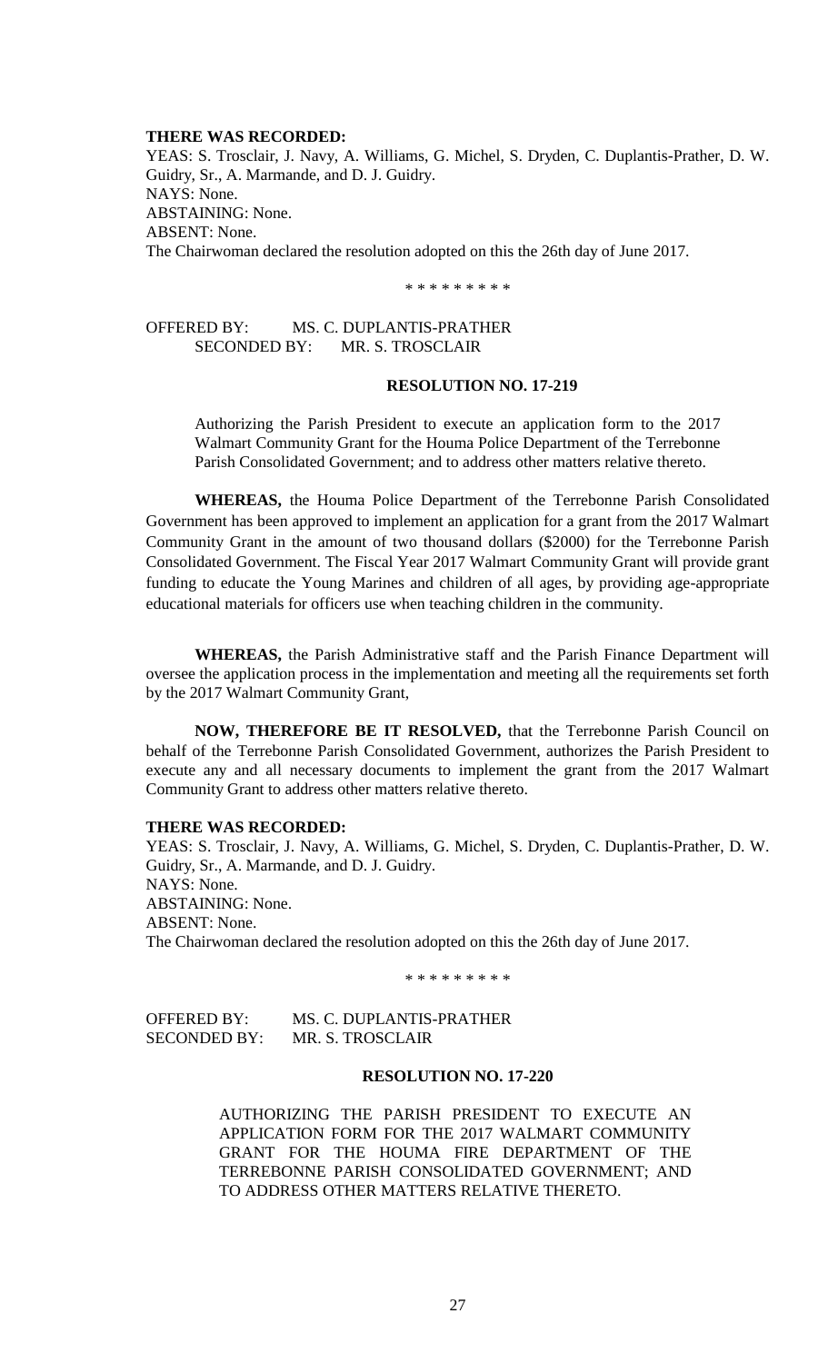**THERE WAS RECORDED:**
YEAS: S. Trosclair, J. Navy, A. Williams, G. Michel, S. Dryden, C. Duplantis-Prather, D. W. Guidry, Sr., A. Marmande, and D. J. Guidry.
NAYS: None.
ABSTAINING: None.
ABSENT: None.
The Chairwoman declared the resolution adopted on this the 26th day of June 2017.

\* \* \* \* \* \* \* \* \*

OFFERED BY: MS. C. DUPLANTIS-PRATHER
SECONDED BY: MR. S. TROSCLAIR

**RESOLUTION NO. 17-219**

Authorizing the Parish President to execute an application form to the 2017 Walmart Community Grant for the Houma Police Department of the Terrebonne Parish Consolidated Government; and to address other matters relative thereto.

**WHEREAS,** the Houma Police Department of the Terrebonne Parish Consolidated Government has been approved to implement an application for a grant from the 2017 Walmart Community Grant in the amount of two thousand dollars ($2000) for the Terrebonne Parish Consolidated Government. The Fiscal Year 2017 Walmart Community Grant will provide grant funding to educate the Young Marines and children of all ages, by providing age-appropriate educational materials for officers use when teaching children in the community.

**WHEREAS,** the Parish Administrative staff and the Parish Finance Department will oversee the application process in the implementation and meeting all the requirements set forth by the 2017 Walmart Community Grant,

**NOW, THEREFORE BE IT RESOLVED,** that the Terrebonne Parish Council on behalf of the Terrebonne Parish Consolidated Government, authorizes the Parish President to execute any and all necessary documents to implement the grant from the 2017 Walmart Community Grant to address other matters relative thereto.

**THERE WAS RECORDED:**
YEAS: S. Trosclair, J. Navy, A. Williams, G. Michel, S. Dryden, C. Duplantis-Prather, D. W. Guidry, Sr., A. Marmande, and D. J. Guidry.
NAYS: None.
ABSTAINING: None.
ABSENT: None.
The Chairwoman declared the resolution adopted on this the 26th day of June 2017.

\* \* \* \* \* \* \* \* \*

OFFERED BY: MS. C. DUPLANTIS-PRATHER
SECONDED BY: MR. S. TROSCLAIR

**RESOLUTION NO. 17-220**

AUTHORIZING THE PARISH PRESIDENT TO EXECUTE AN APPLICATION FORM FOR THE 2017 WALMART COMMUNITY GRANT FOR THE HOUMA FIRE DEPARTMENT OF THE TERREBONNE PARISH CONSOLIDATED GOVERNMENT; AND TO ADDRESS OTHER MATTERS RELATIVE THERETO.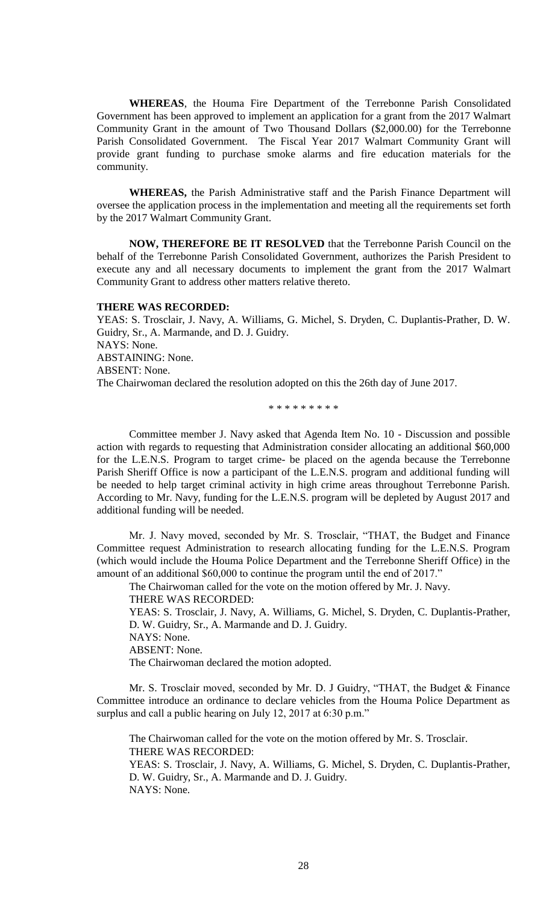**WHEREAS**, the Houma Fire Department of the Terrebonne Parish Consolidated Government has been approved to implement an application for a grant from the 2017 Walmart Community Grant in the amount of Two Thousand Dollars ($2,000.00) for the Terrebonne Parish Consolidated Government. The Fiscal Year 2017 Walmart Community Grant will provide grant funding to purchase smoke alarms and fire education materials for the community.

**WHEREAS,** the Parish Administrative staff and the Parish Finance Department will oversee the application process in the implementation and meeting all the requirements set forth by the 2017 Walmart Community Grant.

**NOW, THEREFORE BE IT RESOLVED** that the Terrebonne Parish Council on the behalf of the Terrebonne Parish Consolidated Government, authorizes the Parish President to execute any and all necessary documents to implement the grant from the 2017 Walmart Community Grant to address other matters relative thereto.

**THERE WAS RECORDED:**

YEAS: S. Trosclair, J. Navy, A. Williams, G. Michel, S. Dryden, C. Duplantis-Prather, D. W. Guidry, Sr., A. Marmande, and D. J. Guidry.
NAYS: None.
ABSTAINING: None.
ABSENT: None.
The Chairwoman declared the resolution adopted on this the 26th day of June 2017.

\* \* \* \* \* \* \* \* \*

Committee member J. Navy asked that Agenda Item No. 10 - Discussion and possible action with regards to requesting that Administration consider allocating an additional $60,000 for the L.E.N.S. Program to target crime- be placed on the agenda because the Terrebonne Parish Sheriff Office is now a participant of the L.E.N.S. program and additional funding will be needed to help target criminal activity in high crime areas throughout Terrebonne Parish. According to Mr. Navy, funding for the L.E.N.S. program will be depleted by August 2017 and additional funding will be needed.

Mr. J. Navy moved, seconded by Mr. S. Trosclair, "THAT, the Budget and Finance Committee request Administration to research allocating funding for the L.E.N.S. Program (which would include the Houma Police Department and the Terrebonne Sheriff Office) in the amount of an additional $60,000 to continue the program until the end of 2017."

The Chairwoman called for the vote on the motion offered by Mr. J. Navy.
THERE WAS RECORDED:
YEAS: S. Trosclair, J. Navy, A. Williams, G. Michel, S. Dryden, C. Duplantis-Prather, D. W. Guidry, Sr., A. Marmande and D. J. Guidry.
NAYS: None.
ABSENT: None.
The Chairwoman declared the motion adopted.

Mr. S. Trosclair moved, seconded by Mr. D. J Guidry, "THAT, the Budget & Finance Committee introduce an ordinance to declare vehicles from the Houma Police Department as surplus and call a public hearing on July 12, 2017 at 6:30 p.m."

The Chairwoman called for the vote on the motion offered by Mr. S. Trosclair.
THERE WAS RECORDED:
YEAS: S. Trosclair, J. Navy, A. Williams, G. Michel, S. Dryden, C. Duplantis-Prather, D. W. Guidry, Sr., A. Marmande and D. J. Guidry.
NAYS: None.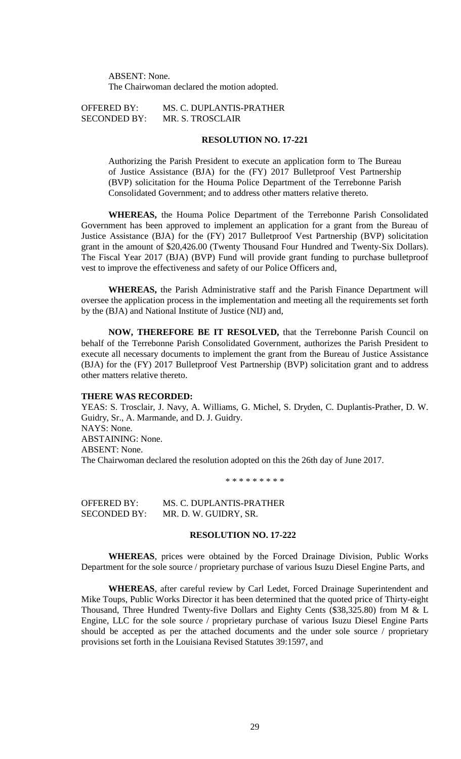ABSENT: None.
The Chairwoman declared the motion adopted.

OFFERED BY: MS. C. DUPLANTIS-PRATHER
SECONDED BY: MR. S. TROSCLAIR

**RESOLUTION NO. 17-221**

Authorizing the Parish President to execute an application form to The Bureau of Justice Assistance (BJA) for the (FY) 2017 Bulletproof Vest Partnership (BVP) solicitation for the Houma Police Department of the Terrebonne Parish Consolidated Government; and to address other matters relative thereto.

**WHEREAS,** the Houma Police Department of the Terrebonne Parish Consolidated Government has been approved to implement an application for a grant from the Bureau of Justice Assistance (BJA) for the (FY) 2017 Bulletproof Vest Partnership (BVP) solicitation grant in the amount of $20,426.00 (Twenty Thousand Four Hundred and Twenty-Six Dollars). The Fiscal Year 2017 (BJA) (BVP) Fund will provide grant funding to purchase bulletproof vest to improve the effectiveness and safety of our Police Officers and,

**WHEREAS,** the Parish Administrative staff and the Parish Finance Department will oversee the application process in the implementation and meeting all the requirements set forth by the (BJA) and National Institute of Justice (NIJ) and,

**NOW, THEREFORE BE IT RESOLVED,** that the Terrebonne Parish Council on behalf of the Terrebonne Parish Consolidated Government, authorizes the Parish President to execute all necessary documents to implement the grant from the Bureau of Justice Assistance (BJA) for the (FY) 2017 Bulletproof Vest Partnership (BVP) solicitation grant and to address other matters relative thereto.

**THERE WAS RECORDED:**
YEAS: S. Trosclair, J. Navy, A. Williams, G. Michel, S. Dryden, C. Duplantis-Prather, D. W. Guidry, Sr., A. Marmande, and D. J. Guidry.
NAYS: None.
ABSTAINING: None.
ABSENT: None.
The Chairwoman declared the resolution adopted on this the 26th day of June 2017.

\* \* \* \* \* \* \* \* \*

OFFERED BY: MS. C. DUPLANTIS-PRATHER
SECONDED BY: MR. D. W. GUIDRY, SR.

**RESOLUTION NO. 17-222**

**WHEREAS**, prices were obtained by the Forced Drainage Division, Public Works Department for the sole source / proprietary purchase of various Isuzu Diesel Engine Parts, and

**WHEREAS**, after careful review by Carl Ledet, Forced Drainage Superintendent and Mike Toups, Public Works Director it has been determined that the quoted price of Thirty-eight Thousand, Three Hundred Twenty-five Dollars and Eighty Cents ($38,325.80) from M & L Engine, LLC for the sole source / proprietary purchase of various Isuzu Diesel Engine Parts should be accepted as per the attached documents and the under sole source / proprietary provisions set forth in the Louisiana Revised Statutes 39:1597, and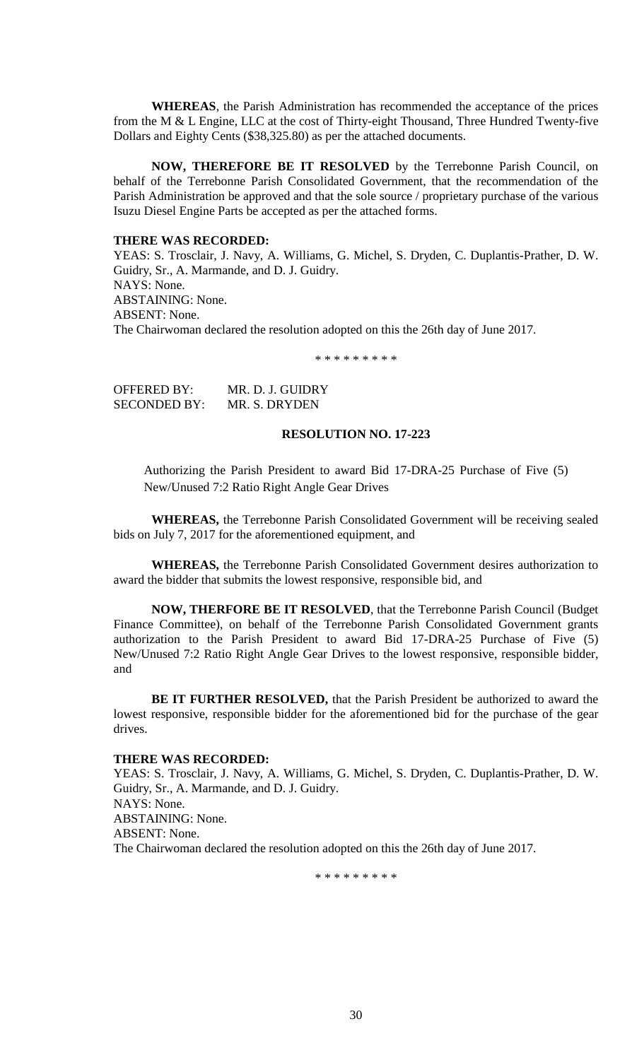**WHEREAS**, the Parish Administration has recommended the acceptance of the prices from the M & L Engine, LLC at the cost of Thirty-eight Thousand, Three Hundred Twenty-five Dollars and Eighty Cents ($38,325.80) as per the attached documents.

**NOW, THEREFORE BE IT RESOLVED** by the Terrebonne Parish Council, on behalf of the Terrebonne Parish Consolidated Government, that the recommendation of the Parish Administration be approved and that the sole source / proprietary purchase of the various Isuzu Diesel Engine Parts be accepted as per the attached forms.

**THERE WAS RECORDED:**
YEAS: S. Trosclair, J. Navy, A. Williams, G. Michel, S. Dryden, C. Duplantis-Prather, D. W. Guidry, Sr., A. Marmande, and D. J. Guidry.
NAYS: None.
ABSTAINING: None.
ABSENT: None.
The Chairwoman declared the resolution adopted on this the 26th day of June 2017.

\* \* \* \* \* \* \* \* \*

OFFERED BY: MR. D. J. GUIDRY
SECONDED BY: MR. S. DRYDEN

**RESOLUTION NO. 17-223**

Authorizing the Parish President to award Bid 17-DRA-25 Purchase of Five (5) New/Unused 7:2 Ratio Right Angle Gear Drives

**WHEREAS,** the Terrebonne Parish Consolidated Government will be receiving sealed bids on July 7, 2017 for the aforementioned equipment, and

**WHEREAS,** the Terrebonne Parish Consolidated Government desires authorization to award the bidder that submits the lowest responsive, responsible bid, and

**NOW, THERFORE BE IT RESOLVED**, that the Terrebonne Parish Council (Budget Finance Committee), on behalf of the Terrebonne Parish Consolidated Government grants authorization to the Parish President to award Bid 17-DRA-25 Purchase of Five (5) New/Unused 7:2 Ratio Right Angle Gear Drives to the lowest responsive, responsible bidder, and

**BE IT FURTHER RESOLVED,** that the Parish President be authorized to award the lowest responsive, responsible bidder for the aforementioned bid for the purchase of the gear drives.

**THERE WAS RECORDED:**
YEAS: S. Trosclair, J. Navy, A. Williams, G. Michel, S. Dryden, C. Duplantis-Prather, D. W. Guidry, Sr., A. Marmande, and D. J. Guidry.
NAYS: None.
ABSTAINING: None.
ABSENT: None.
The Chairwoman declared the resolution adopted on this the 26th day of June 2017.

\* \* \* \* \* \* \* \* \*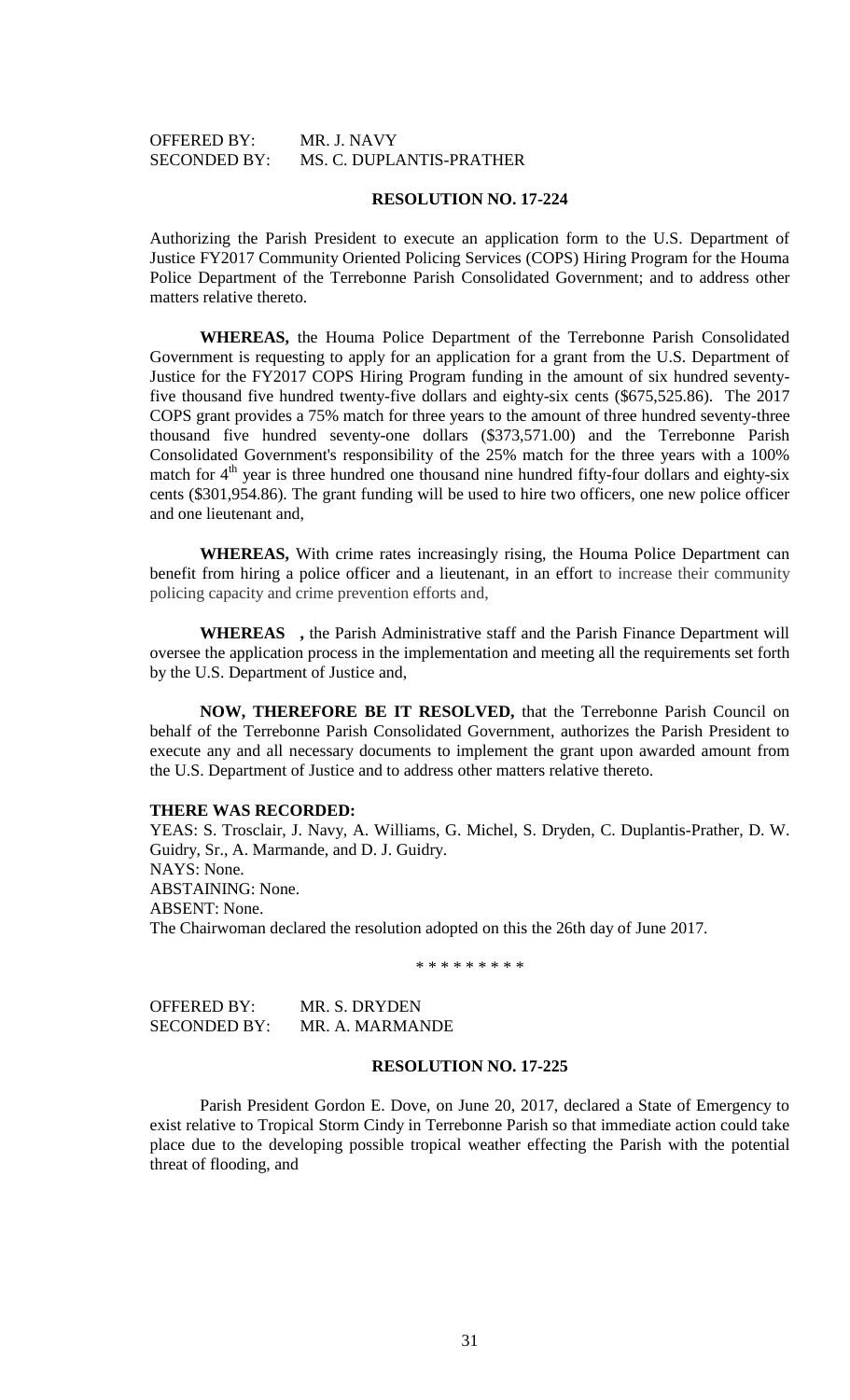OFFERED BY: MR. J. NAVY
SECONDED BY: MS. C. DUPLANTIS-PRATHER

**RESOLUTION NO. 17-224**

Authorizing the Parish President to execute an application form to the U.S. Department of Justice FY2017 Community Oriented Policing Services (COPS) Hiring Program for the Houma Police Department of the Terrebonne Parish Consolidated Government; and to address other matters relative thereto.

**WHEREAS,** the Houma Police Department of the Terrebonne Parish Consolidated Government is requesting to apply for an application for a grant from the U.S. Department of Justice for the FY2017 COPS Hiring Program funding in the amount of six hundred seventy-five thousand five hundred twenty-five dollars and eighty-six cents ($675,525.86). The 2017 COPS grant provides a 75% match for three years to the amount of three hundred seventy-three thousand five hundred seventy-one dollars ($373,571.00) and the Terrebonne Parish Consolidated Government's responsibility of the 25% match for the three years with a 100% match for 4th year is three hundred one thousand nine hundred fifty-four dollars and eighty-six cents ($301,954.86). The grant funding will be used to hire two officers, one new police officer and one lieutenant and,

**WHEREAS,** With crime rates increasingly rising, the Houma Police Department can benefit from hiring a police officer and a lieutenant, in an effort to increase their community policing capacity and crime prevention efforts and,

**WHEREAS ,** the Parish Administrative staff and the Parish Finance Department will oversee the application process in the implementation and meeting all the requirements set forth by the U.S. Department of Justice and,

**NOW, THEREFORE BE IT RESOLVED,** that the Terrebonne Parish Council on behalf of the Terrebonne Parish Consolidated Government, authorizes the Parish President to execute any and all necessary documents to implement the grant upon awarded amount from the U.S. Department of Justice and to address other matters relative thereto.

**THERE WAS RECORDED:**
YEAS: S. Trosclair, J. Navy, A. Williams, G. Michel, S. Dryden, C. Duplantis-Prather, D. W. Guidry, Sr., A. Marmande, and D. J. Guidry.
NAYS: None.
ABSTAINING: None.
ABSENT: None.
The Chairwoman declared the resolution adopted on this the 26th day of June 2017.

\* \* \* \* \* \* \* \* \*

OFFERED BY: MR. S. DRYDEN
SECONDED BY: MR. A. MARMANDE

**RESOLUTION NO. 17-225**

Parish President Gordon E. Dove, on June 20, 2017, declared a State of Emergency to exist relative to Tropical Storm Cindy in Terrebonne Parish so that immediate action could take place due to the developing possible tropical weather effecting the Parish with the potential threat of flooding, and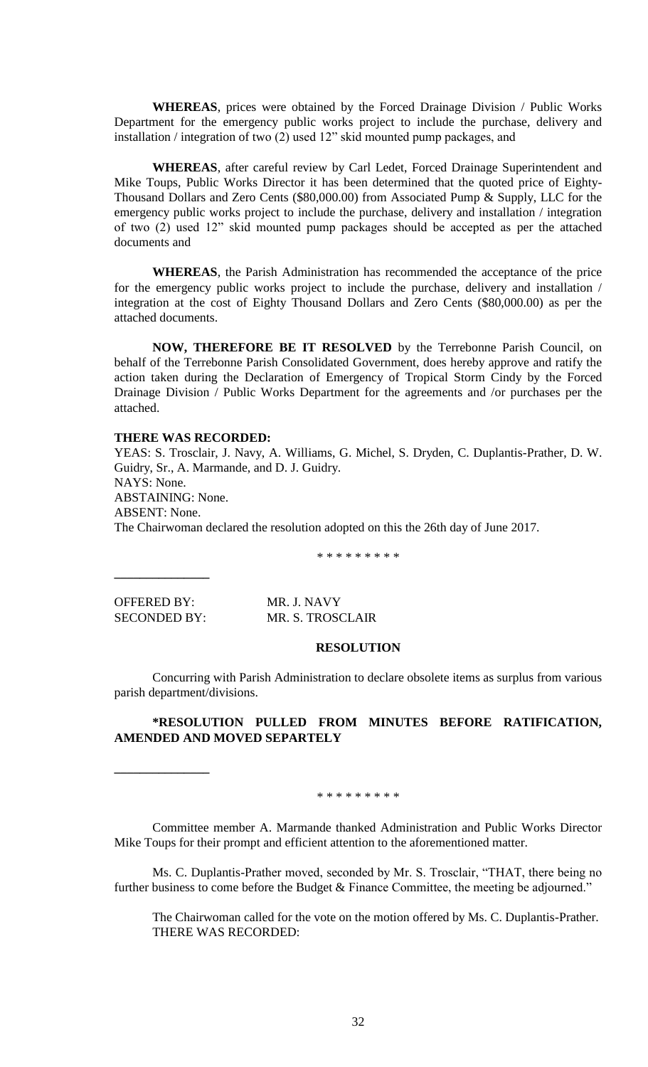**WHEREAS**, prices were obtained by the Forced Drainage Division / Public Works Department for the emergency public works project to include the purchase, delivery and installation / integration of two (2) used 12" skid mounted pump packages, and

**WHEREAS**, after careful review by Carl Ledet, Forced Drainage Superintendent and Mike Toups, Public Works Director it has been determined that the quoted price of Eighty-Thousand Dollars and Zero Cents ($80,000.00) from Associated Pump & Supply, LLC for the emergency public works project to include the purchase, delivery and installation / integration of two (2) used 12" skid mounted pump packages should be accepted as per the attached documents and

**WHEREAS**, the Parish Administration has recommended the acceptance of the price for the emergency public works project to include the purchase, delivery and installation / integration at the cost of Eighty Thousand Dollars and Zero Cents ($80,000.00) as per the attached documents.

**NOW, THEREFORE BE IT RESOLVED** by the Terrebonne Parish Council, on behalf of the Terrebonne Parish Consolidated Government, does hereby approve and ratify the action taken during the Declaration of Emergency of Tropical Storm Cindy by the Forced Drainage Division / Public Works Department for the agreements and /or purchases per the attached.

**THERE WAS RECORDED:**
YEAS: S. Trosclair, J. Navy, A. Williams, G. Michel, S. Dryden, C. Duplantis-Prather, D. W. Guidry, Sr., A. Marmande, and D. J. Guidry.
NAYS: None.
ABSTAINING: None.
ABSENT: None.
The Chairwoman declared the resolution adopted on this the 26th day of June 2017.

\* \* \* \* \* \* \* \* \*

_______________

OFFERED BY: MR. J. NAVY
SECONDED BY: MR. S. TROSCLAIR

**RESOLUTION**

Concurring with Parish Administration to declare obsolete items as surplus from various parish department/divisions.

**\*RESOLUTION PULLED FROM MINUTES BEFORE RATIFICATION, AMENDED AND MOVED SEPARTELY**

_______________

\* \* \* \* \* \* \* \* \*

Committee member A. Marmande thanked Administration and Public Works Director Mike Toups for their prompt and efficient attention to the aforementioned matter.

Ms. C. Duplantis-Prather moved, seconded by Mr. S. Trosclair, "THAT, there being no further business to come before the Budget & Finance Committee, the meeting be adjourned."

The Chairwoman called for the vote on the motion offered by Ms. C. Duplantis-Prather. THERE WAS RECORDED: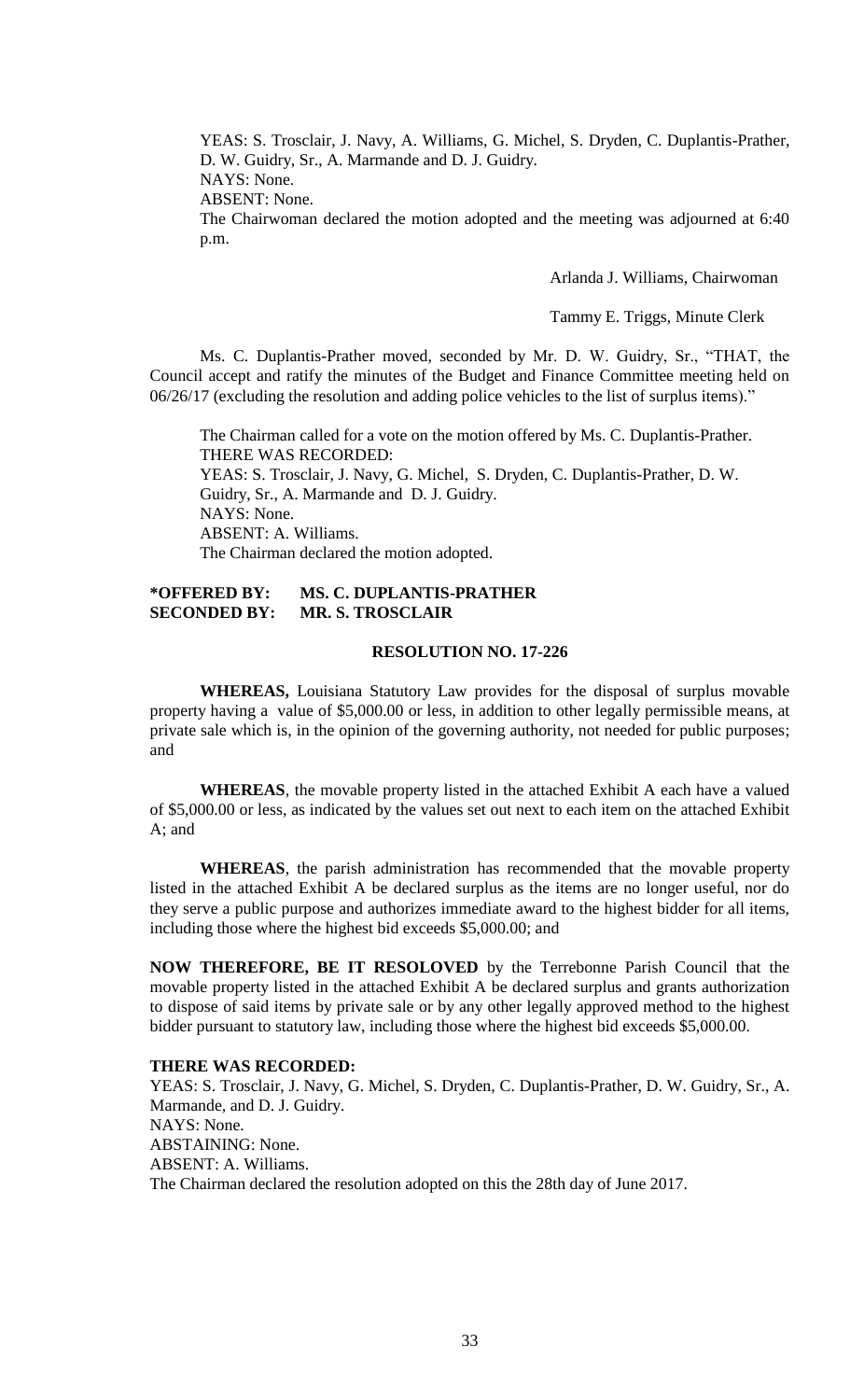YEAS: S. Trosclair, J. Navy, A. Williams, G. Michel, S. Dryden, C. Duplantis-Prather, D. W. Guidry, Sr., A. Marmande and D. J. Guidry.
NAYS: None.
ABSENT: None.
The Chairwoman declared the motion adopted and the meeting was adjourned at 6:40 p.m.

Arlanda J. Williams, Chairwoman

Tammy E. Triggs, Minute Clerk

Ms. C. Duplantis-Prather moved, seconded by Mr. D. W. Guidry, Sr., "THAT, the Council accept and ratify the minutes of the Budget and Finance Committee meeting held on 06/26/17 (excluding the resolution and adding police vehicles to the list of surplus items)."

The Chairman called for a vote on the motion offered by Ms. C. Duplantis-Prather.
THERE WAS RECORDED:
YEAS: S. Trosclair, J. Navy, G. Michel, S. Dryden, C. Duplantis-Prather, D. W. Guidry, Sr., A. Marmande and D. J. Guidry.
NAYS: None.
ABSENT: A. Williams.
The Chairman declared the motion adopted.

**\*OFFERED BY: MS. C. DUPLANTIS-PRATHER**
**SECONDED BY: MR. S. TROSCLAIR**

**RESOLUTION NO. 17-226**

**WHEREAS,** Louisiana Statutory Law provides for the disposal of surplus movable property having a value of $5,000.00 or less, in addition to other legally permissible means, at private sale which is, in the opinion of the governing authority, not needed for public purposes; and

**WHEREAS**, the movable property listed in the attached Exhibit A each have a valued of $5,000.00 or less, as indicated by the values set out next to each item on the attached Exhibit A; and

**WHEREAS**, the parish administration has recommended that the movable property listed in the attached Exhibit A be declared surplus as the items are no longer useful, nor do they serve a public purpose and authorizes immediate award to the highest bidder for all items, including those where the highest bid exceeds $5,000.00; and

**NOW THEREFORE, BE IT RESOLOVED** by the Terrebonne Parish Council that the movable property listed in the attached Exhibit A be declared surplus and grants authorization to dispose of said items by private sale or by any other legally approved method to the highest bidder pursuant to statutory law, including those where the highest bid exceeds $5,000.00.

**THERE WAS RECORDED:**
YEAS: S. Trosclair, J. Navy, G. Michel, S. Dryden, C. Duplantis-Prather, D. W. Guidry, Sr., A. Marmande, and D. J. Guidry.
NAYS: None.
ABSTAINING: None.
ABSENT: A. Williams.
The Chairman declared the resolution adopted on this the 28th day of June 2017.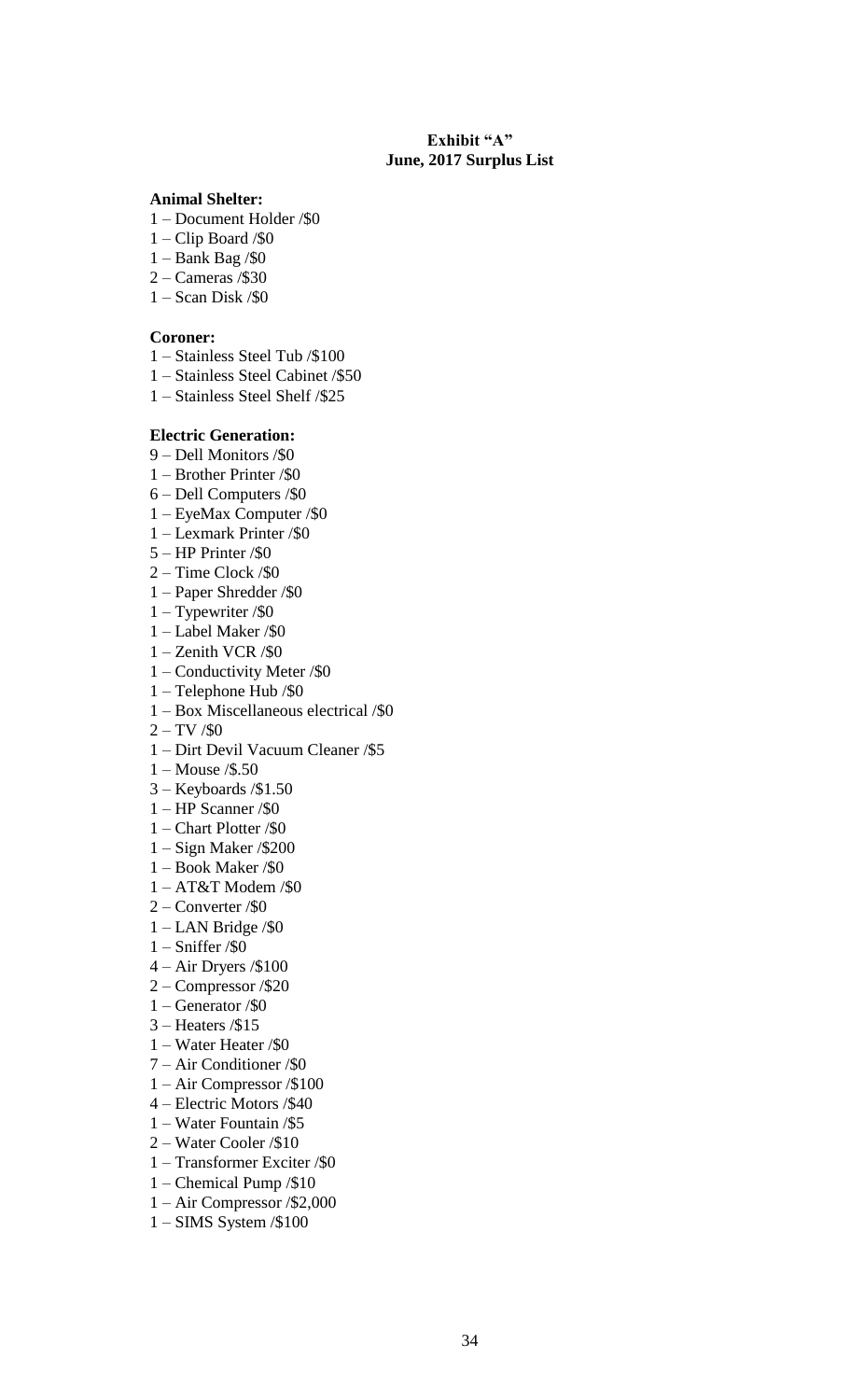**Exhibit "A"**
**June, 2017 Surplus List**

**Animal Shelter:**

1 – Document Holder /$0
1 – Clip Board /$0
1 – Bank Bag /$0
2 – Cameras /$30
1 – Scan Disk /$0

**Coroner:**

1 – Stainless Steel Tub /$100
1 – Stainless Steel Cabinet /$50
1 – Stainless Steel Shelf /$25

**Electric Generation:**

9 – Dell Monitors /$0
1 – Brother Printer /$0
6 – Dell Computers /$0
1 – EyeMax Computer /$0
1 – Lexmark Printer /$0
5 – HP Printer /$0
2 – Time Clock /$0
1 – Paper Shredder /$0
1 – Typewriter /$0
1 – Label Maker /$0
1 – Zenith VCR /$0
1 – Conductivity Meter /$0
1 – Telephone Hub /$0
1 – Box Miscellaneous electrical /$0
2 – TV /$0
1 – Dirt Devil Vacuum Cleaner /$5
1 – Mouse /$.50
3 – Keyboards /$1.50
1 – HP Scanner /$0
1 – Chart Plotter /$0
1 – Sign Maker /$200
1 – Book Maker /$0
1 – AT&T Modem /$0
2 – Converter /$0
1 – LAN Bridge /$0
1 – Sniffer /$0
4 – Air Dryers /$100
2 – Compressor /$20
1 – Generator /$0
3 – Heaters /$15
1 – Water Heater /$0
7 – Air Conditioner /$0
1 – Air Compressor /$100
4 – Electric Motors /$40
1 – Water Fountain /$5
2 – Water Cooler /$10
1 – Transformer Exciter /$0
1 – Chemical Pump /$10
1 – Air Compressor /$2,000
1 – SIMS System /$100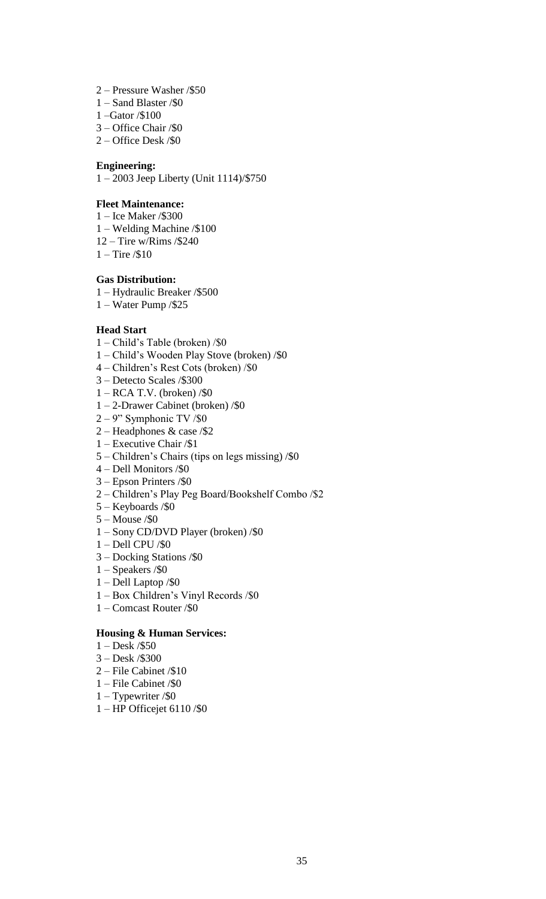2 – Pressure Washer /$50  
1 – Sand Blaster /$0  
1 –Gator /$100  
3 – Office Chair /$0  
2 – Office Desk /$0

**Engineering:**  
1 – 2003 Jeep Liberty (Unit 1114)/$750

**Fleet Maintenance:**  
1 – Ice Maker /$300  
1 – Welding Machine /$100  
12 – Tire w/Rims /$240  
1 – Tire /$10

**Gas Distribution:**  
1 – Hydraulic Breaker /$500  
1 – Water Pump /$25

**Head Start**  
1 – Child's Table (broken) /$0  
1 – Child's Wooden Play Stove (broken) /$0  
4 – Children's Rest Cots (broken) /$0  
3 – Detecto Scales /$300  
1 – RCA T.V. (broken) /$0  
1 – 2-Drawer Cabinet (broken) /$0  
2 – 9" Symphonic TV /$0  
2 – Headphones & case /$2  
1 – Executive Chair /$1  
5 – Children's Chairs (tips on legs missing) /$0  
4 – Dell Monitors /$0  
3 – Epson Printers /$0  
2 – Children's Play Peg Board/Bookshelf Combo /$2  
5 – Keyboards /$0  
5 – Mouse /$0  
1 – Sony CD/DVD Player (broken) /$0  
1 – Dell CPU /$0  
3 – Docking Stations /$0  
1 – Speakers /$0  
1 – Dell Laptop /$0  
1 – Box Children's Vinyl Records /$0  
1 – Comcast Router /$0

**Housing & Human Services:**  
1 – Desk /$50  
3 – Desk /$300  
2 – File Cabinet /$10  
1 – File Cabinet /$0  
1 – Typewriter /$0  
1 – HP Officejet 6110 /$0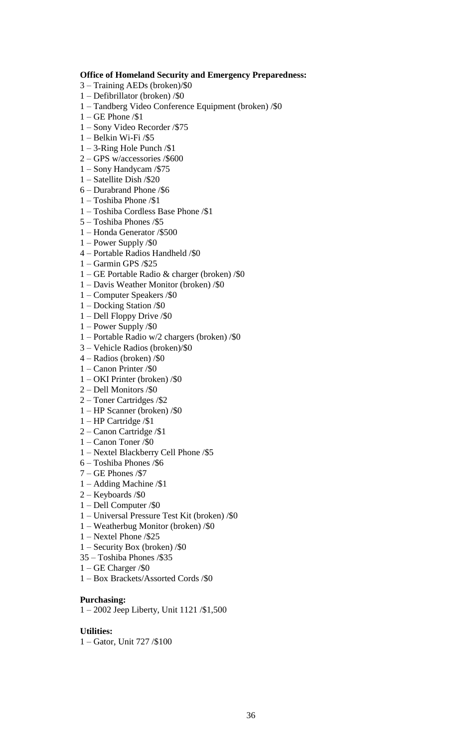**Office of Homeland Security and Emergency Preparedness:**

3 – Training AEDs (broken)/$0
1 – Defibrillator (broken) /$0
1 – Tandberg Video Conference Equipment (broken) /$0
1 – GE Phone /$1
1 – Sony Video Recorder /$75
1 – Belkin Wi-Fi /$5
1 – 3-Ring Hole Punch /$1
2 – GPS w/accessories /$600
1 – Sony Handycam /$75
1 – Satellite Dish /$20
6 – Durabrand Phone /$6
1 – Toshiba Phone /$1
1 – Toshiba Cordless Base Phone /$1
5 – Toshiba Phones /$5
1 – Honda Generator /$500
1 – Power Supply /$0
4 – Portable Radios Handheld /$0
1 – Garmin GPS /$25
1 – GE Portable Radio & charger (broken) /$0
1 – Davis Weather Monitor (broken) /$0
1 – Computer Speakers /$0
1 – Docking Station /$0
1 – Dell Floppy Drive /$0
1 – Power Supply /$0
1 – Portable Radio w/2 chargers (broken) /$0
3 – Vehicle Radios (broken)/$0
4 – Radios (broken) /$0
1 – Canon Printer /$0
1 – OKI Printer (broken) /$0
2 – Dell Monitors /$0
2 – Toner Cartridges /$2
1 – HP Scanner (broken) /$0
1 – HP Cartridge /$1
2 – Canon Cartridge /$1
1 – Canon Toner /$0
1 – Nextel Blackberry Cell Phone /$5
6 – Toshiba Phones /$6
7 – GE Phones /$7
1 – Adding Machine /$1
2 – Keyboards /$0
1 – Dell Computer /$0
1 – Universal Pressure Test Kit (broken) /$0
1 – Weatherbug Monitor (broken) /$0
1 – Nextel Phone /$25
1 – Security Box (broken) /$0
35 – Toshiba Phones /$35
1 – GE Charger /$0
1 – Box Brackets/Assorted Cords /$0

**Purchasing:**

1 – 2002 Jeep Liberty, Unit 1121 /$1,500

**Utilities:**

1 – Gator, Unit 727 /$100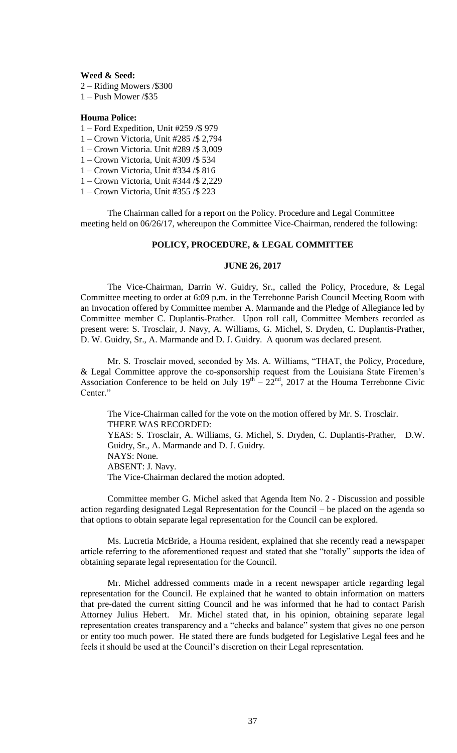**Weed & Seed:**

2 – Riding Mowers /$300
1 – Push Mower /$35

**Houma Police:**

1 – Ford Expedition, Unit #259 /$ 979
1 – Crown Victoria, Unit #285 /$ 2,794
1 – Crown Victoria. Unit #289 /$ 3,009
1 – Crown Victoria, Unit #309 /$ 534
1 – Crown Victoria, Unit #334 /$ 816
1 – Crown Victoria, Unit #344 /$ 2,229
1 – Crown Victoria, Unit #355 /$ 223

The Chairman called for a report on the Policy. Procedure and Legal Committee meeting held on 06/26/17, whereupon the Committee Vice-Chairman, rendered the following:

## POLICY, PROCEDURE, & LEGAL COMMITTEE

## JUNE 26, 2017

The Vice-Chairman, Darrin W. Guidry, Sr., called the Policy, Procedure, & Legal Committee meeting to order at 6:09 p.m. in the Terrebonne Parish Council Meeting Room with an Invocation offered by Committee member A. Marmande and the Pledge of Allegiance led by Committee member C. Duplantis-Prather. Upon roll call, Committee Members recorded as present were: S. Trosclair, J. Navy, A. Williams, G. Michel, S. Dryden, C. Duplantis-Prather, D. W. Guidry, Sr., A. Marmande and D. J. Guidry. A quorum was declared present.

Mr. S. Trosclair moved, seconded by Ms. A. Williams, "THAT, the Policy, Procedure, & Legal Committee approve the co-sponsorship request from the Louisiana State Firemen's Association Conference to be held on July 19th – 22nd, 2017 at the Houma Terrebonne Civic Center."

The Vice-Chairman called for the vote on the motion offered by Mr. S. Trosclair.
THERE WAS RECORDED:
YEAS: S. Trosclair, A. Williams, G. Michel, S. Dryden, C. Duplantis-Prather, D.W. Guidry, Sr., A. Marmande and D. J. Guidry.
NAYS: None.
ABSENT: J. Navy.
The Vice-Chairman declared the motion adopted.

Committee member G. Michel asked that Agenda Item No. 2 - Discussion and possible action regarding designated Legal Representation for the Council – be placed on the agenda so that options to obtain separate legal representation for the Council can be explored.

Ms. Lucretia McBride, a Houma resident, explained that she recently read a newspaper article referring to the aforementioned request and stated that she "totally" supports the idea of obtaining separate legal representation for the Council.

Mr. Michel addressed comments made in a recent newspaper article regarding legal representation for the Council. He explained that he wanted to obtain information on matters that pre-dated the current sitting Council and he was informed that he had to contact Parish Attorney Julius Hebert. Mr. Michel stated that, in his opinion, obtaining separate legal representation creates transparency and a "checks and balance" system that gives no one person or entity too much power. He stated there are funds budgeted for Legislative Legal fees and he feels it should be used at the Council's discretion on their Legal representation.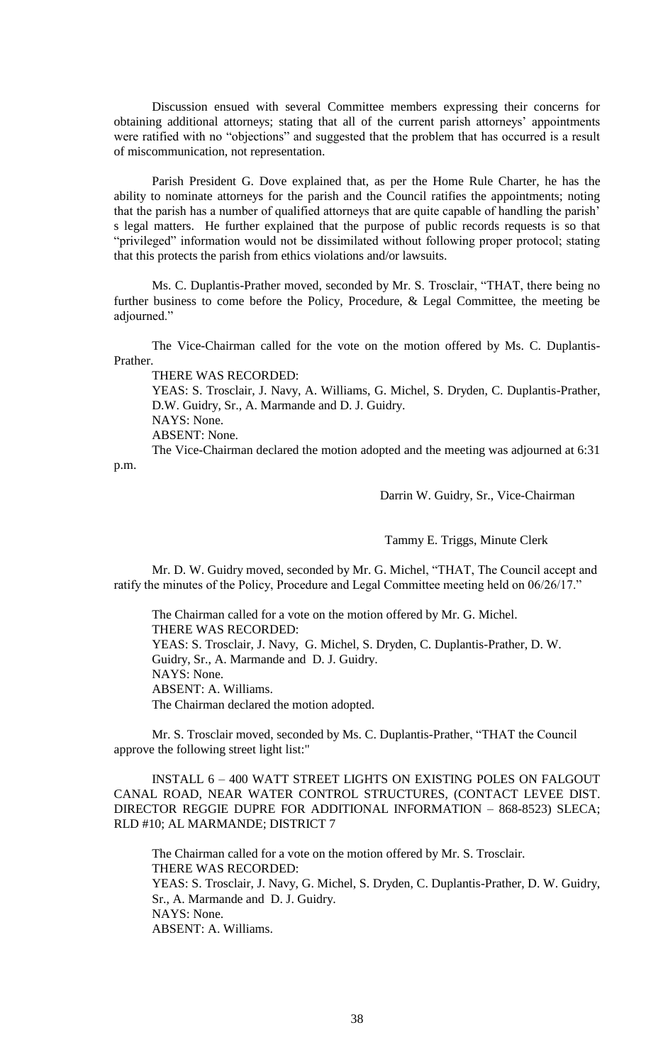Discussion ensued with several Committee members expressing their concerns for obtaining additional attorneys; stating that all of the current parish attorneys' appointments were ratified with no "objections" and suggested that the problem that has occurred is a result of miscommunication, not representation.

Parish President G. Dove explained that, as per the Home Rule Charter, he has the ability to nominate attorneys for the parish and the Council ratifies the appointments; noting that the parish has a number of qualified attorneys that are quite capable of handling the parish' s legal matters. He further explained that the purpose of public records requests is so that "privileged" information would not be dissimilated without following proper protocol; stating that this protects the parish from ethics violations and/or lawsuits.

Ms. C. Duplantis-Prather moved, seconded by Mr. S. Trosclair, "THAT, there being no further business to come before the Policy, Procedure, & Legal Committee, the meeting be adjourned."

The Vice-Chairman called for the vote on the motion offered by Ms. C. Duplantis-Prather.

THERE WAS RECORDED:

YEAS: S. Trosclair, J. Navy, A. Williams, G. Michel, S. Dryden, C. Duplantis-Prather, D.W. Guidry, Sr., A. Marmande and D. J. Guidry.

NAYS: None.

ABSENT: None.

The Vice-Chairman declared the motion adopted and the meeting was adjourned at 6:31 p.m.

Darrin W. Guidry, Sr., Vice-Chairman

Tammy E. Triggs, Minute Clerk

Mr. D. W. Guidry moved, seconded by Mr. G. Michel, "THAT, The Council accept and ratify the minutes of the Policy, Procedure and Legal Committee meeting held on 06/26/17."

The Chairman called for a vote on the motion offered by Mr. G. Michel.

THERE WAS RECORDED:

YEAS: S. Trosclair, J. Navy, G. Michel, S. Dryden, C. Duplantis-Prather, D. W. Guidry, Sr., A. Marmande and D. J. Guidry.

NAYS: None.

ABSENT: A. Williams.

The Chairman declared the motion adopted.

Mr. S. Trosclair moved, seconded by Ms. C. Duplantis-Prather, "THAT the Council approve the following street light list:"

INSTALL 6 – 400 WATT STREET LIGHTS ON EXISTING POLES ON FALGOUT CANAL ROAD, NEAR WATER CONTROL STRUCTURES, (CONTACT LEVEE DIST. DIRECTOR REGGIE DUPRE FOR ADDITIONAL INFORMATION – 868-8523) SLECA; RLD #10; AL MARMANDE; DISTRICT 7

The Chairman called for a vote on the motion offered by Mr. S. Trosclair.

THERE WAS RECORDED:

YEAS: S. Trosclair, J. Navy, G. Michel, S. Dryden, C. Duplantis-Prather, D. W. Guidry, Sr., A. Marmande and D. J. Guidry.

NAYS: None.

ABSENT: A. Williams.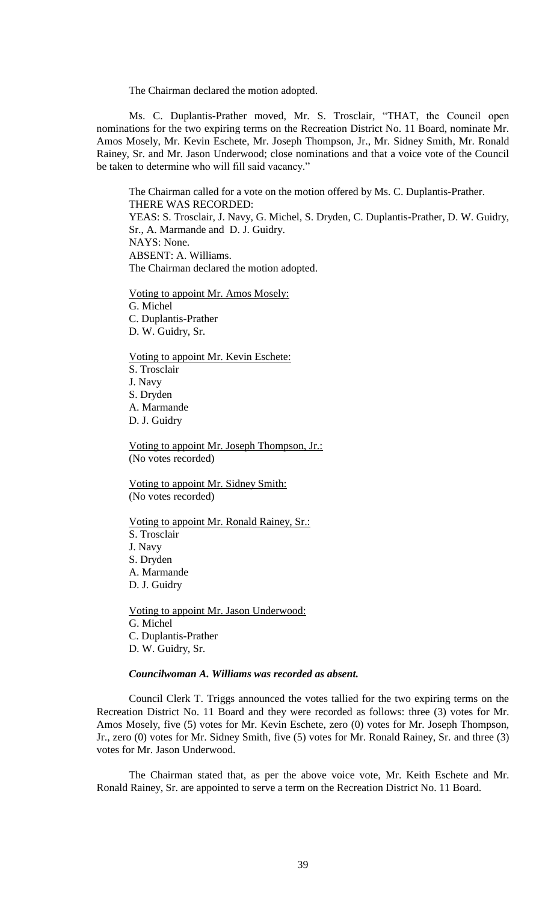The Chairman declared the motion adopted.

Ms. C. Duplantis-Prather moved, Mr. S. Trosclair, "THAT, the Council open nominations for the two expiring terms on the Recreation District No. 11 Board, nominate Mr. Amos Mosely, Mr. Kevin Eschete, Mr. Joseph Thompson, Jr., Mr. Sidney Smith, Mr. Ronald Rainey, Sr. and Mr. Jason Underwood; close nominations and that a voice vote of the Council be taken to determine who will fill said vacancy."

The Chairman called for a vote on the motion offered by Ms. C. Duplantis-Prather.
THERE WAS RECORDED:
YEAS: S. Trosclair, J. Navy, G. Michel, S. Dryden, C. Duplantis-Prather, D. W. Guidry, Sr., A. Marmande and D. J. Guidry.
NAYS: None.
ABSENT: A. Williams.
The Chairman declared the motion adopted.

Voting to appoint Mr. Amos Mosely:
G. Michel
C. Duplantis-Prather
D. W. Guidry, Sr.

Voting to appoint Mr. Kevin Eschete:
S. Trosclair
J. Navy
S. Dryden
A. Marmande
D. J. Guidry

Voting to appoint Mr. Joseph Thompson, Jr.:
(No votes recorded)

Voting to appoint Mr. Sidney Smith:
(No votes recorded)

Voting to appoint Mr. Ronald Rainey, Sr.:
S. Trosclair
J. Navy
S. Dryden
A. Marmande
D. J. Guidry

Voting to appoint Mr. Jason Underwood:
G. Michel
C. Duplantis-Prather
D. W. Guidry, Sr.

***Councilwoman A. Williams was recorded as absent.***

Council Clerk T. Triggs announced the votes tallied for the two expiring terms on the Recreation District No. 11 Board and they were recorded as follows: three (3) votes for Mr. Amos Mosely, five (5) votes for Mr. Kevin Eschete, zero (0) votes for Mr. Joseph Thompson, Jr., zero (0) votes for Mr. Sidney Smith, five (5) votes for Mr. Ronald Rainey, Sr. and three (3) votes for Mr. Jason Underwood.

The Chairman stated that, as per the above voice vote, Mr. Keith Eschete and Mr. Ronald Rainey, Sr. are appointed to serve a term on the Recreation District No. 11 Board.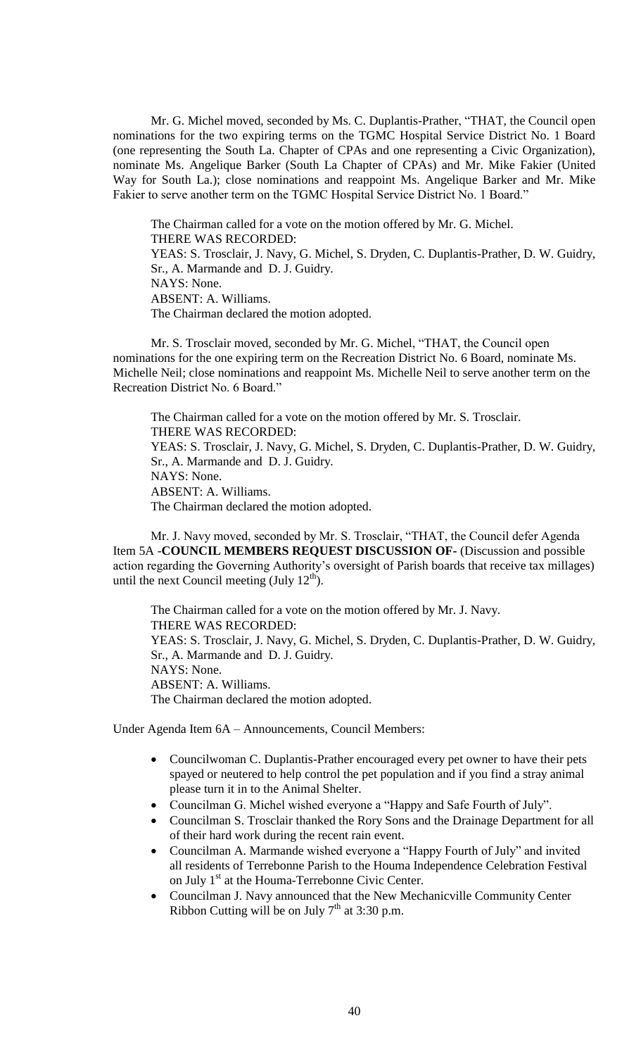Mr. G. Michel moved, seconded by Ms. C. Duplantis-Prather, "THAT, the Council open nominations for the two expiring terms on the TGMC Hospital Service District No. 1 Board (one representing the South La. Chapter of CPAs and one representing a Civic Organization), nominate Ms. Angelique Barker (South La Chapter of CPAs) and Mr. Mike Fakier (United Way for South La.); close nominations and reappoint Ms. Angelique Barker and Mr. Mike Fakier to serve another term on the TGMC Hospital Service District No. 1 Board."

The Chairman called for a vote on the motion offered by Mr. G. Michel.
THERE WAS RECORDED:
YEAS: S. Trosclair, J. Navy, G. Michel, S. Dryden, C. Duplantis-Prather, D. W. Guidry, Sr., A. Marmande and D. J. Guidry.
NAYS: None.
ABSENT: A. Williams.
The Chairman declared the motion adopted.

Mr. S. Trosclair moved, seconded by Mr. G. Michel, "THAT, the Council open nominations for the one expiring term on the Recreation District No. 6 Board, nominate Ms. Michelle Neil; close nominations and reappoint Ms. Michelle Neil to serve another term on the Recreation District No. 6 Board."

The Chairman called for a vote on the motion offered by Mr. S. Trosclair.
THERE WAS RECORDED:
YEAS: S. Trosclair, J. Navy, G. Michel, S. Dryden, C. Duplantis-Prather, D. W. Guidry, Sr., A. Marmande and D. J. Guidry.
NAYS: None.
ABSENT: A. Williams.
The Chairman declared the motion adopted.

Mr. J. Navy moved, seconded by Mr. S. Trosclair, "THAT, the Council defer Agenda Item 5A -**COUNCIL MEMBERS REQUEST DISCUSSION OF-** (Discussion and possible action regarding the Governing Authority's oversight of Parish boards that receive tax millages) until the next Council meeting (July 12th).

The Chairman called for a vote on the motion offered by Mr. J. Navy.
THERE WAS RECORDED:
YEAS: S. Trosclair, J. Navy, G. Michel, S. Dryden, C. Duplantis-Prather, D. W. Guidry, Sr., A. Marmande and D. J. Guidry.
NAYS: None.
ABSENT: A. Williams.
The Chairman declared the motion adopted.

Under Agenda Item 6A – Announcements, Council Members:

- Councilwoman C. Duplantis-Prather encouraged every pet owner to have their pets spayed or neutered to help control the pet population and if you find a stray animal please turn it in to the Animal Shelter.
- Councilman G. Michel wished everyone a "Happy and Safe Fourth of July".
- Councilman S. Trosclair thanked the Rory Sons and the Drainage Department for all of their hard work during the recent rain event.
- Councilman A. Marmande wished everyone a "Happy Fourth of July" and invited all residents of Terrebonne Parish to the Houma Independence Celebration Festival on July 1st at the Houma-Terrebonne Civic Center.
- Councilman J. Navy announced that the New Mechanicville Community Center Ribbon Cutting will be on July 7th at 3:30 p.m.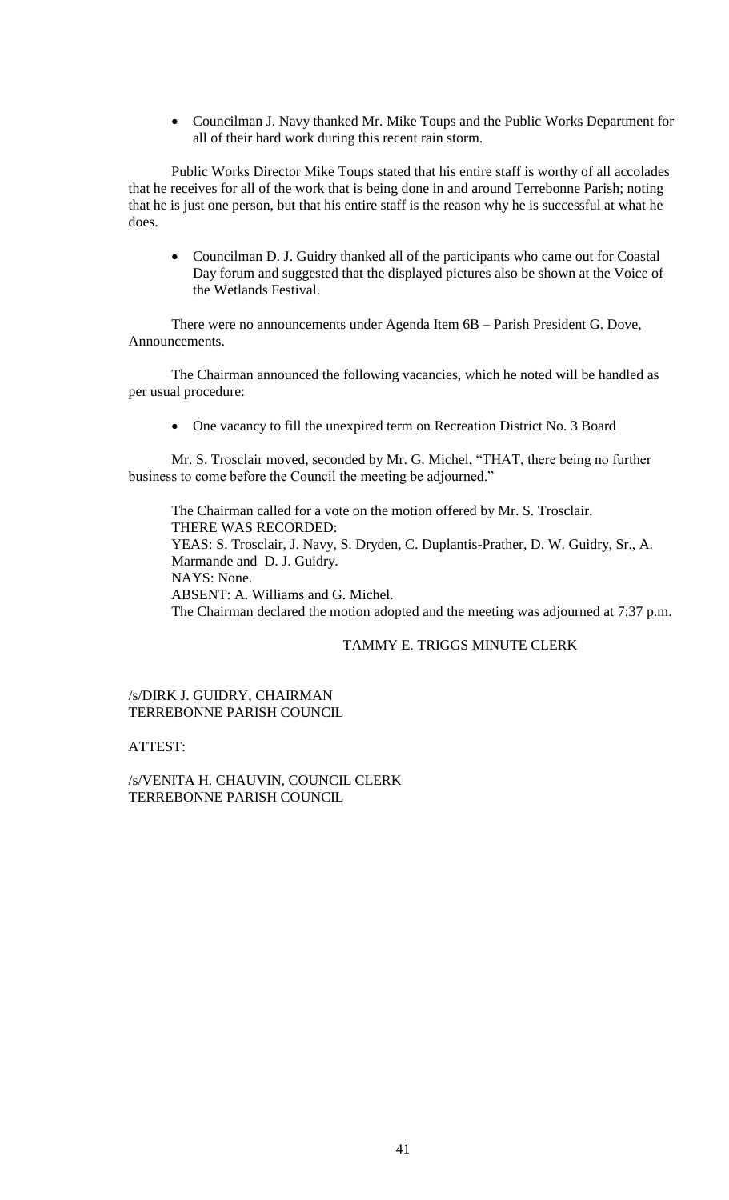- Councilman J. Navy thanked Mr. Mike Toups and the Public Works Department for all of their hard work during this recent rain storm.

Public Works Director Mike Toups stated that his entire staff is worthy of all accolades that he receives for all of the work that is being done in and around Terrebonne Parish; noting that he is just one person, but that his entire staff is the reason why he is successful at what he does.

- Councilman D. J. Guidry thanked all of the participants who came out for Coastal Day forum and suggested that the displayed pictures also be shown at the Voice of the Wetlands Festival.

There were no announcements under Agenda Item 6B – Parish President G. Dove, Announcements.

The Chairman announced the following vacancies, which he noted will be handled as per usual procedure:

- One vacancy to fill the unexpired term on Recreation District No. 3 Board

Mr. S. Trosclair moved, seconded by Mr. G. Michel, "THAT, there being no further business to come before the Council the meeting be adjourned."

The Chairman called for a vote on the motion offered by Mr. S. Trosclair.
THERE WAS RECORDED:
YEAS: S. Trosclair, J. Navy, S. Dryden, C. Duplantis-Prather, D. W. Guidry, Sr., A. Marmande and D. J. Guidry.
NAYS: None.
ABSENT: A. Williams and G. Michel.
The Chairman declared the motion adopted and the meeting was adjourned at 7:37 p.m.

TAMMY E. TRIGGS MINUTE CLERK

/s/DIRK J. GUIDRY, CHAIRMAN
TERREBONNE PARISH COUNCIL

ATTEST:

/s/VENITA H. CHAUVIN, COUNCIL CLERK
TERREBONNE PARISH COUNCIL